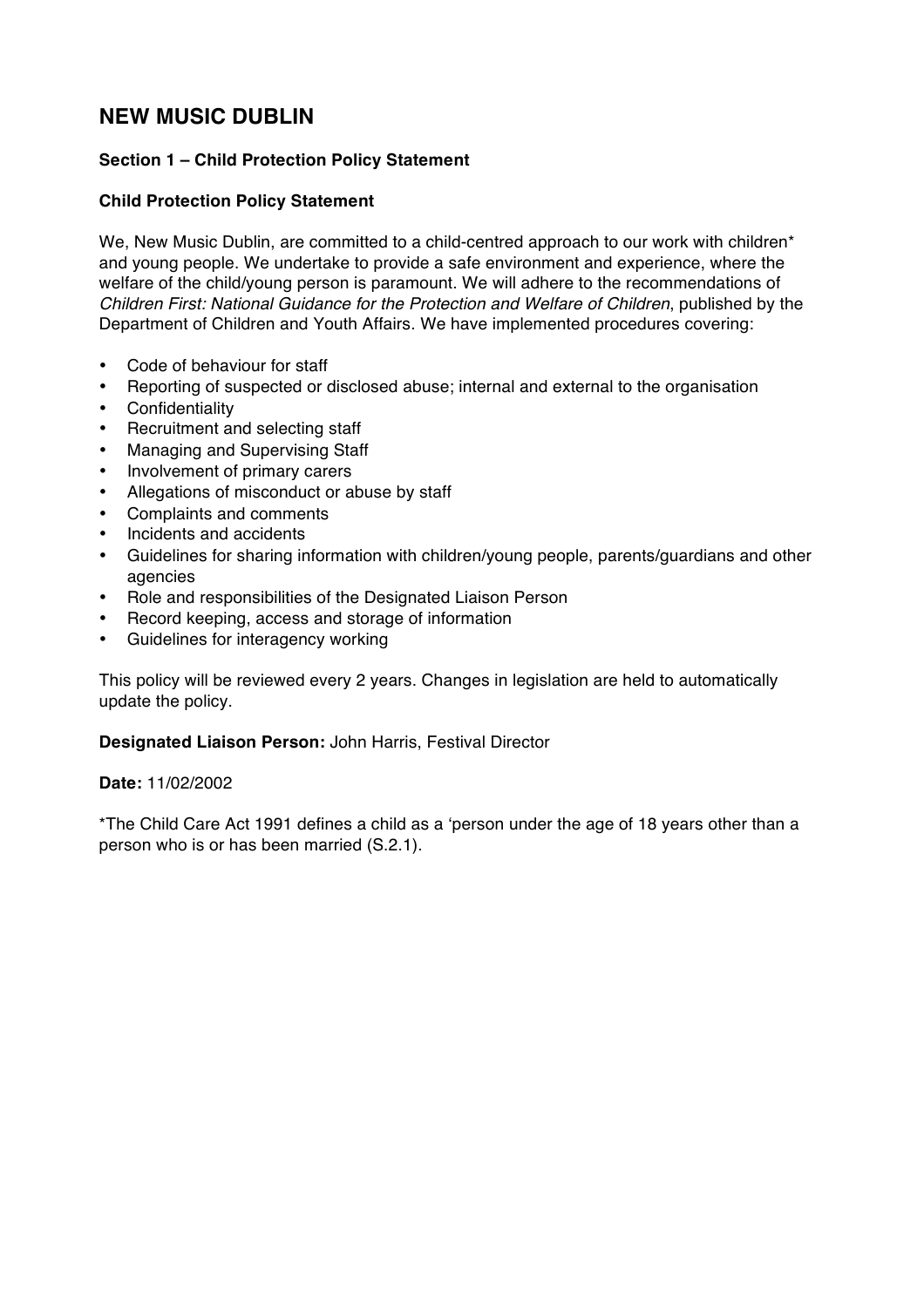# NEW MUSIC DUBLIN

### Section 1 – Child Protection Policy Statement

### Child Protection Policy Statement

We, New Music Dublin, are committed to a child-centred approach to our work with children* and young people. We undertake to provide a safe environment and experience, where the welfare of the child/young person is paramount. We will adhere to the recommendations of *Children First: National Guidance for the Protection and Welfare of Children*, published by the Department of Children and Youth Affairs. We have implemented procedures covering:

- Code of behaviour for staff
- Reporting of suspected or disclosed abuse; internal and external to the organisation
- Confidentiality
- Recruitment and selecting staff
- Managing and Supervising Staff
- Involvement of primary carers
- Allegations of misconduct or abuse by staff
- Complaints and comments
- Incidents and accidents
- Guidelines for sharing information with children/young people, parents/guardians and other agencies
- Role and responsibilities of the Designated Liaison Person
- Record keeping, access and storage of information
- Guidelines for interagency working

This policy will be reviewed every 2 years. Changes in legislation are held to automatically update the policy.

**Designated Liaison Person:** John Harris, Festival Director

**Date:** 11/02/2002

*The Child Care Act 1991 defines a child as a 'person under the age of 18 years other than a person who is or has been married (S.2.1).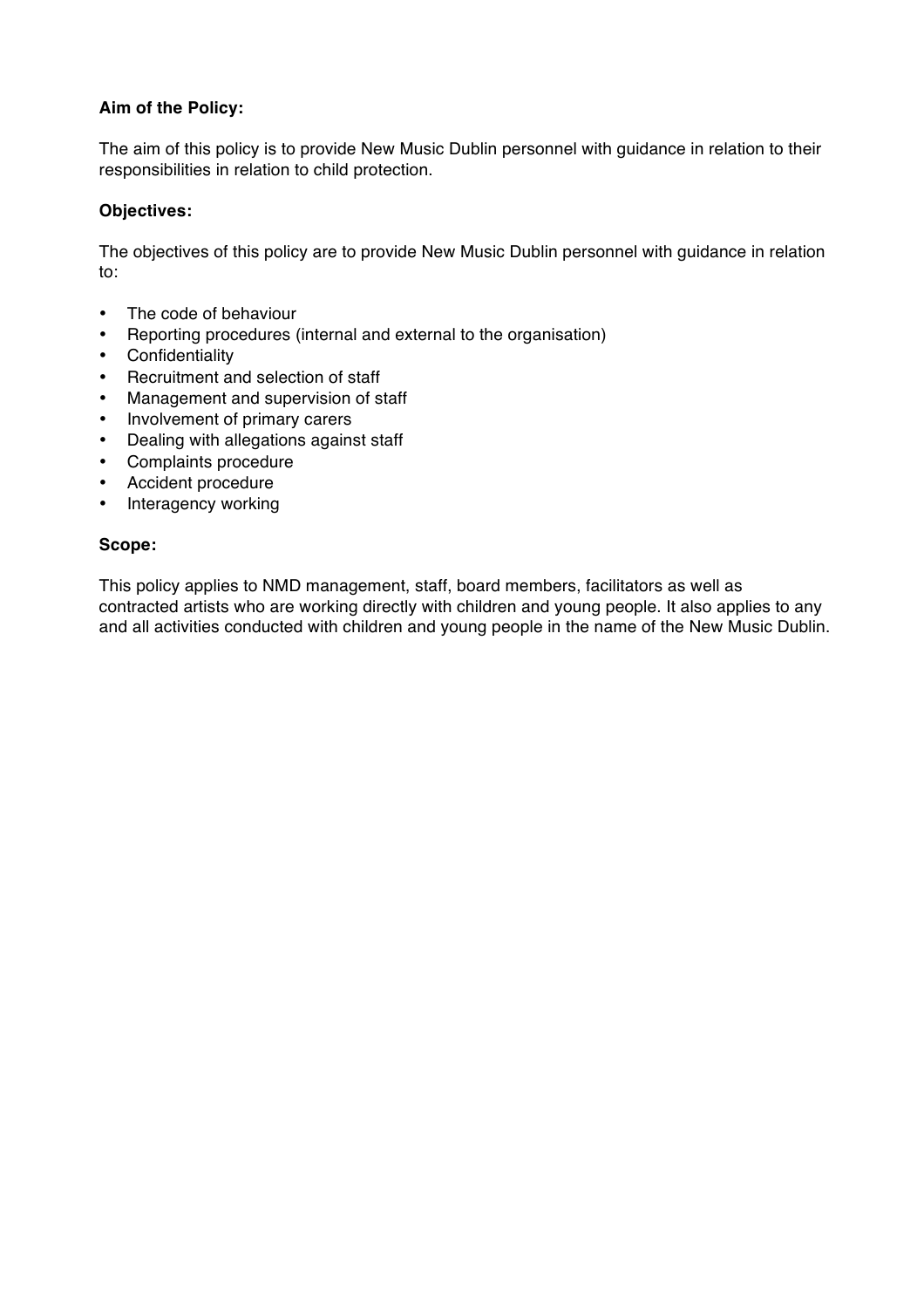**Aim of the Policy:**

The aim of this policy is to provide New Music Dublin personnel with guidance in relation to their responsibilities in relation to child protection.

**Objectives:**

The objectives of this policy are to provide New Music Dublin personnel with guidance in relation to:

- The code of behaviour
- Reporting procedures (internal and external to the organisation)
- Confidentiality
- Recruitment and selection of staff
- Management and supervision of staff
- Involvement of primary carers
- Dealing with allegations against staff
- Complaints procedure
- Accident procedure
- Interagency working

**Scope:**

This policy applies to NMD management, staff, board members, facilitators as well as contracted artists who are working directly with children and young people. It also applies to any and all activities conducted with children and young people in the name of the New Music Dublin.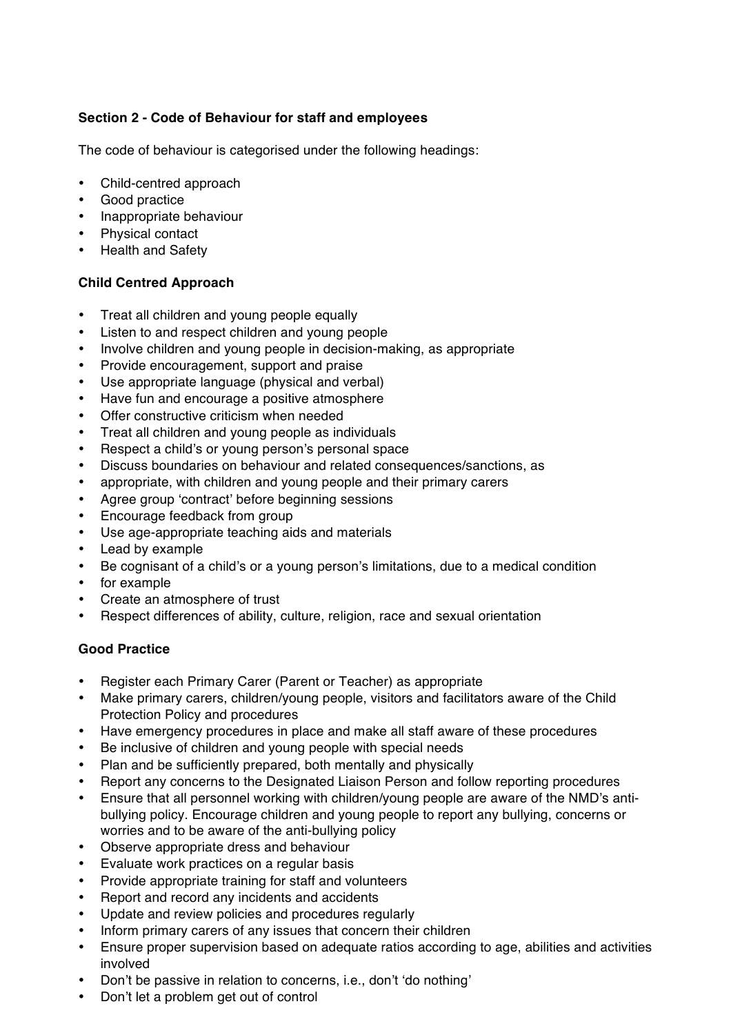### Section 2 - Code of Behaviour for staff and employees

The code of behaviour is categorised under the following headings:

- Child-centred approach
- Good practice
- Inappropriate behaviour
- Physical contact
- Health and Safety

#### Child Centred Approach

- Treat all children and young people equally
- Listen to and respect children and young people
- Involve children and young people in decision-making, as appropriate
- Provide encouragement, support and praise
- Use appropriate language (physical and verbal)
- Have fun and encourage a positive atmosphere
- Offer constructive criticism when needed
- Treat all children and young people as individuals
- Respect a child's or young person's personal space
- Discuss boundaries on behaviour and related consequences/sanctions, as
- appropriate, with children and young people and their primary carers
- Agree group 'contract' before beginning sessions
- Encourage feedback from group
- Use age-appropriate teaching aids and materials
- Lead by example
- Be cognisant of a child's or a young person's limitations, due to a medical condition
- for example
- Create an atmosphere of trust
- Respect differences of ability, culture, religion, race and sexual orientation

#### Good Practice

- Register each Primary Carer (Parent or Teacher) as appropriate
- Make primary carers, children/young people, visitors and facilitators aware of the Child Protection Policy and procedures
- Have emergency procedures in place and make all staff aware of these procedures
- Be inclusive of children and young people with special needs
- Plan and be sufficiently prepared, both mentally and physically
- Report any concerns to the Designated Liaison Person and follow reporting procedures
- Ensure that all personnel working with children/young people are aware of the NMD's anti-bullying policy. Encourage children and young people to report any bullying, concerns or worries and to be aware of the anti-bullying policy
- Observe appropriate dress and behaviour
- Evaluate work practices on a regular basis
- Provide appropriate training for staff and volunteers
- Report and record any incidents and accidents
- Update and review policies and procedures regularly
- Inform primary carers of any issues that concern their children
- Ensure proper supervision based on adequate ratios according to age, abilities and activities involved
- Don't be passive in relation to concerns, i.e., don't 'do nothing'
- Don't let a problem get out of control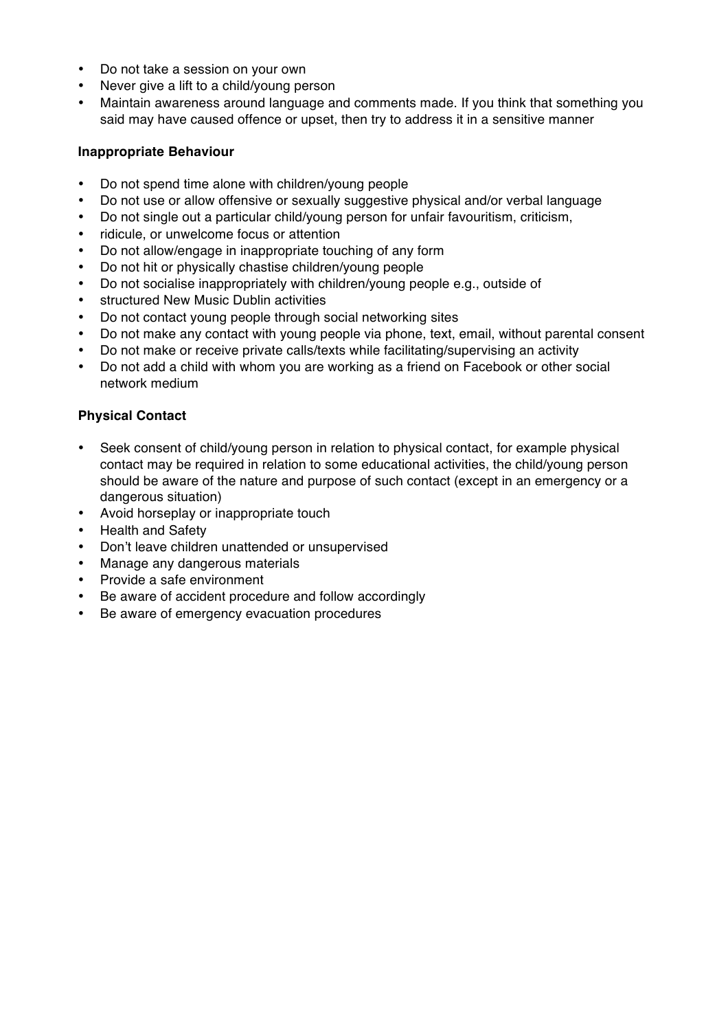- Do not take a session on your own
- Never give a lift to a child/young person
- Maintain awareness around language and comments made. If you think that something you said may have caused offence or upset, then try to address it in a sensitive manner

**Inappropriate Behaviour**

- Do not spend time alone with children/young people
- Do not use or allow offensive or sexually suggestive physical and/or verbal language
- Do not single out a particular child/young person for unfair favouritism, criticism,
- ridicule, or unwelcome focus or attention
- Do not allow/engage in inappropriate touching of any form
- Do not hit or physically chastise children/young people
- Do not socialise inappropriately with children/young people e.g., outside of
- structured New Music Dublin activities
- Do not contact young people through social networking sites
- Do not make any contact with young people via phone, text, email, without parental consent
- Do not make or receive private calls/texts while facilitating/supervising an activity
- Do not add a child with whom you are working as a friend on Facebook or other social network medium

**Physical Contact**

- Seek consent of child/young person in relation to physical contact, for example physical contact may be required in relation to some educational activities, the child/young person should be aware of the nature and purpose of such contact (except in an emergency or a dangerous situation)
- Avoid horseplay or inappropriate touch
- Health and Safety
- Don't leave children unattended or unsupervised
- Manage any dangerous materials
- Provide a safe environment
- Be aware of accident procedure and follow accordingly
- Be aware of emergency evacuation procedures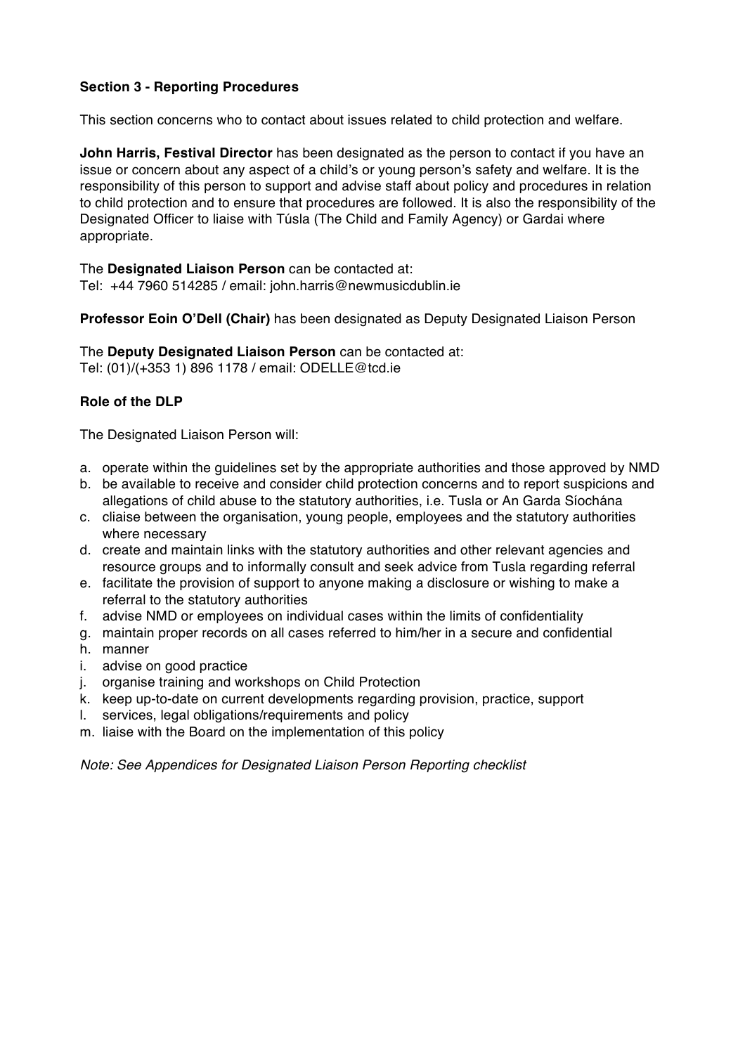### Section 3 - Reporting Procedures

This section concerns who to contact about issues related to child protection and welfare.

**John Harris, Festival Director** has been designated as the person to contact if you have an issue or concern about any aspect of a child's or young person's safety and welfare. It is the responsibility of this person to support and advise staff about policy and procedures in relation to child protection and to ensure that procedures are followed. It is also the responsibility of the Designated Officer to liaise with Túsla (The Child and Family Agency) or Gardai where appropriate.

The **Designated Liaison Person** can be contacted at:
Tel: +44 7960 514285 / email: john.harris@newmusicdublin.ie

**Professor Eoin O'Dell (Chair)** has been designated as Deputy Designated Liaison Person

The **Deputy Designated Liaison Person** can be contacted at:
Tel: (01)/(+353 1) 896 1178 / email: ODELLE@tcd.ie

### Role of the DLP

The Designated Liaison Person will:

a. operate within the guidelines set by the appropriate authorities and those approved by NMD
b. be available to receive and consider child protection concerns and to report suspicions and allegations of child abuse to the statutory authorities, i.e. Tusla or An Garda Síochána
c. cliaise between the organisation, young people, employees and the statutory authorities where necessary
d. create and maintain links with the statutory authorities and other relevant agencies and resource groups and to informally consult and seek advice from Tusla regarding referral
e. facilitate the provision of support to anyone making a disclosure or wishing to make a referral to the statutory authorities
f. advise NMD or employees on individual cases within the limits of confidentiality
g. maintain proper records on all cases referred to him/her in a secure and confidential
h. manner
i. advise on good practice
j. organise training and workshops on Child Protection
k. keep up-to-date on current developments regarding provision, practice, support
l. services, legal obligations/requirements and policy
m. liaise with the Board on the implementation of this policy

*Note: See Appendices for Designated Liaison Person Reporting checklist*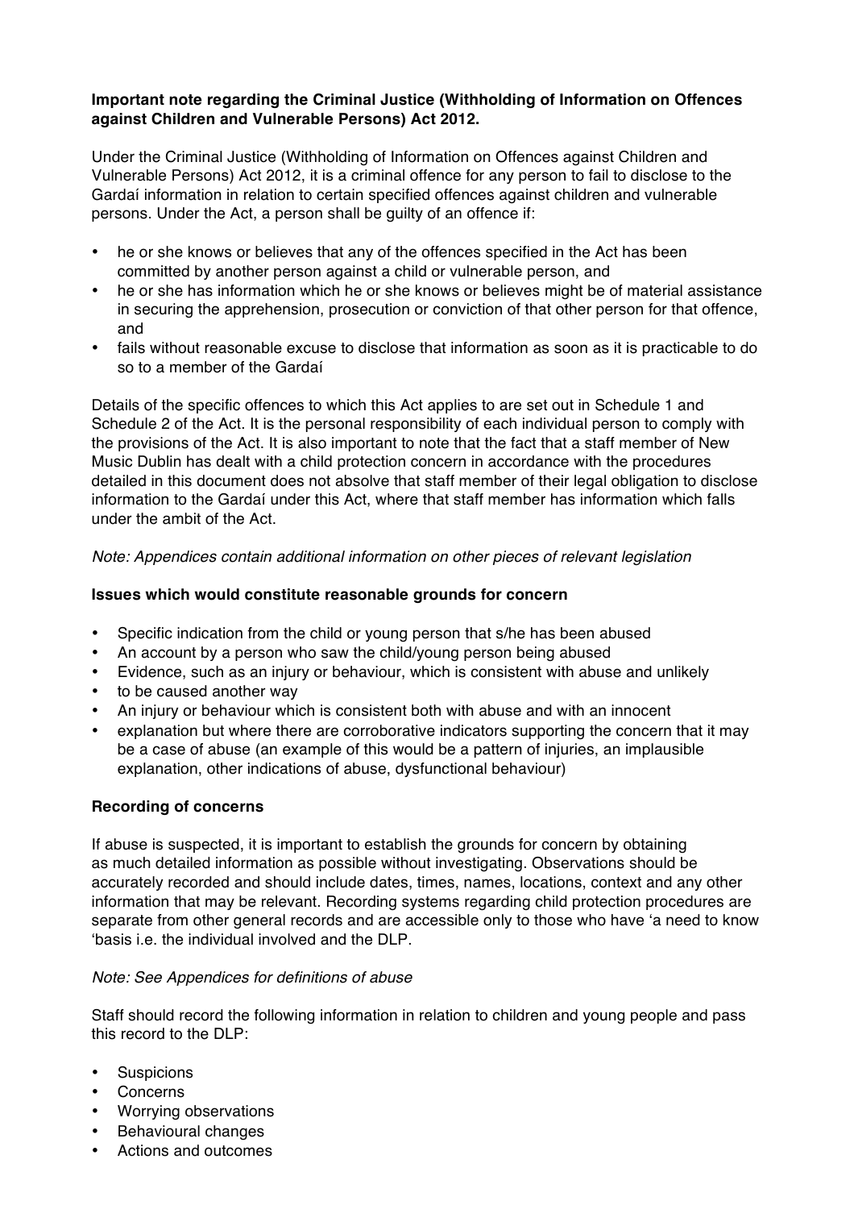**Important note regarding the Criminal Justice (Withholding of Information on Offences against Children and Vulnerable Persons) Act 2012.**

Under the Criminal Justice (Withholding of Information on Offences against Children and Vulnerable Persons) Act 2012, it is a criminal offence for any person to fail to disclose to the Gardaí information in relation to certain specified offences against children and vulnerable persons. Under the Act, a person shall be guilty of an offence if:

- he or she knows or believes that any of the offences specified in the Act has been committed by another person against a child or vulnerable person, and
- he or she has information which he or she knows or believes might be of material assistance in securing the apprehension, prosecution or conviction of that other person for that offence, and
- fails without reasonable excuse to disclose that information as soon as it is practicable to do so to a member of the Gardaí

Details of the specific offences to which this Act applies to are set out in Schedule 1 and Schedule 2 of the Act. It is the personal responsibility of each individual person to comply with the provisions of the Act. It is also important to note that the fact that a staff member of New Music Dublin has dealt with a child protection concern in accordance with the procedures detailed in this document does not absolve that staff member of their legal obligation to disclose information to the Gardaí under this Act, where that staff member has information which falls under the ambit of the Act.

*Note: Appendices contain additional information on other pieces of relevant legislation*

**Issues which would constitute reasonable grounds for concern**

- Specific indication from the child or young person that s/he has been abused
- An account by a person who saw the child/young person being abused
- Evidence, such as an injury or behaviour, which is consistent with abuse and unlikely
- to be caused another way
- An injury or behaviour which is consistent both with abuse and with an innocent
- explanation but where there are corroborative indicators supporting the concern that it may be a case of abuse (an example of this would be a pattern of injuries, an implausible explanation, other indications of abuse, dysfunctional behaviour)

**Recording of concerns**

If abuse is suspected, it is important to establish the grounds for concern by obtaining as much detailed information as possible without investigating. Observations should be accurately recorded and should include dates, times, names, locations, context and any other information that may be relevant. Recording systems regarding child protection procedures are separate from other general records and are accessible only to those who have 'a need to know 'basis i.e. the individual involved and the DLP.

*Note: See Appendices for definitions of abuse*

Staff should record the following information in relation to children and young people and pass this record to the DLP:

- Suspicions
- Concerns
- Worrying observations
- Behavioural changes
- Actions and outcomes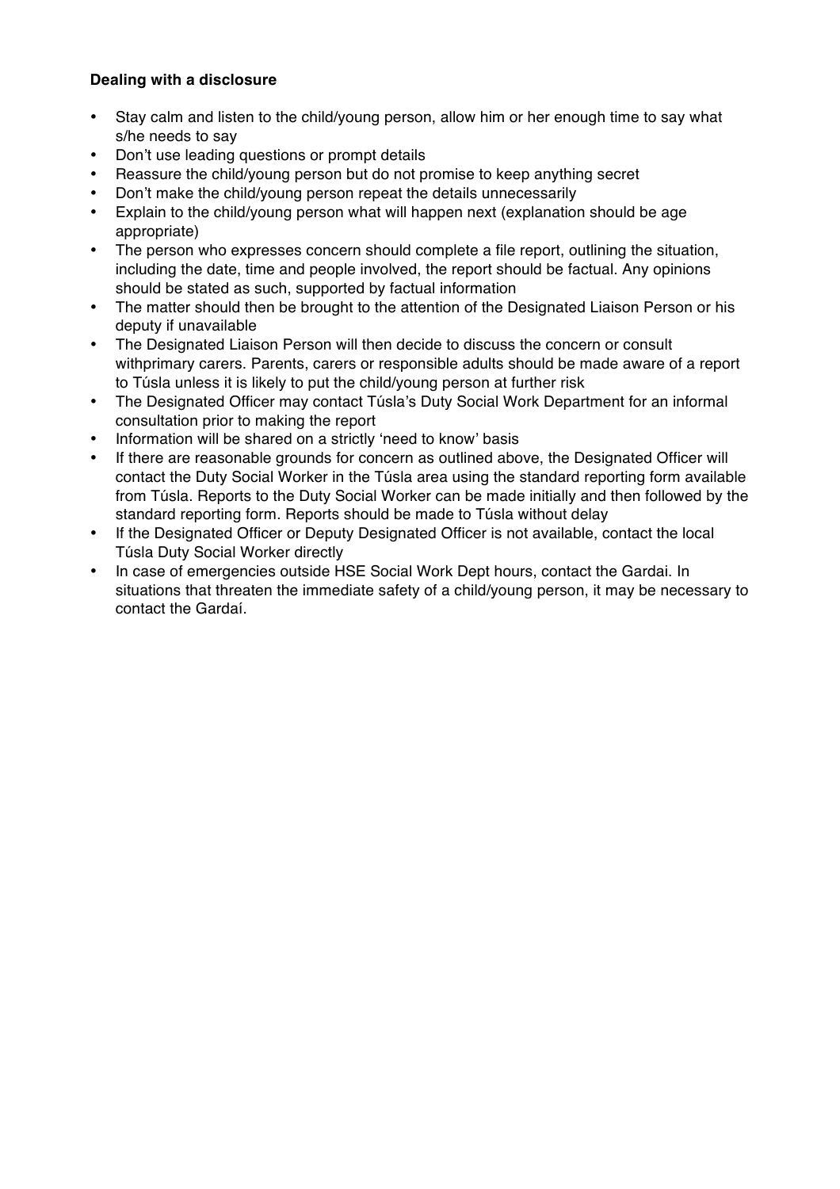**Dealing with a disclosure**

- Stay calm and listen to the child/young person, allow him or her enough time to say what s/he needs to say
- Don't use leading questions or prompt details
- Reassure the child/young person but do not promise to keep anything secret
- Don't make the child/young person repeat the details unnecessarily
- Explain to the child/young person what will happen next (explanation should be age appropriate)
- The person who expresses concern should complete a file report, outlining the situation, including the date, time and people involved, the report should be factual. Any opinions should be stated as such, supported by factual information
- The matter should then be brought to the attention of the Designated Liaison Person or his deputy if unavailable
- The Designated Liaison Person will then decide to discuss the concern or consult withprimary carers. Parents, carers or responsible adults should be made aware of a report to Túsla unless it is likely to put the child/young person at further risk
- The Designated Officer may contact Túsla's Duty Social Work Department for an informal consultation prior to making the report
- Information will be shared on a strictly 'need to know' basis
- If there are reasonable grounds for concern as outlined above, the Designated Officer will contact the Duty Social Worker in the Túsla area using the standard reporting form available from Túsla. Reports to the Duty Social Worker can be made initially and then followed by the standard reporting form. Reports should be made to Túsla without delay
- If the Designated Officer or Deputy Designated Officer is not available, contact the local Túsla Duty Social Worker directly
- In case of emergencies outside HSE Social Work Dept hours, contact the Gardai. In situations that threaten the immediate safety of a child/young person, it may be necessary to contact the Gardaí.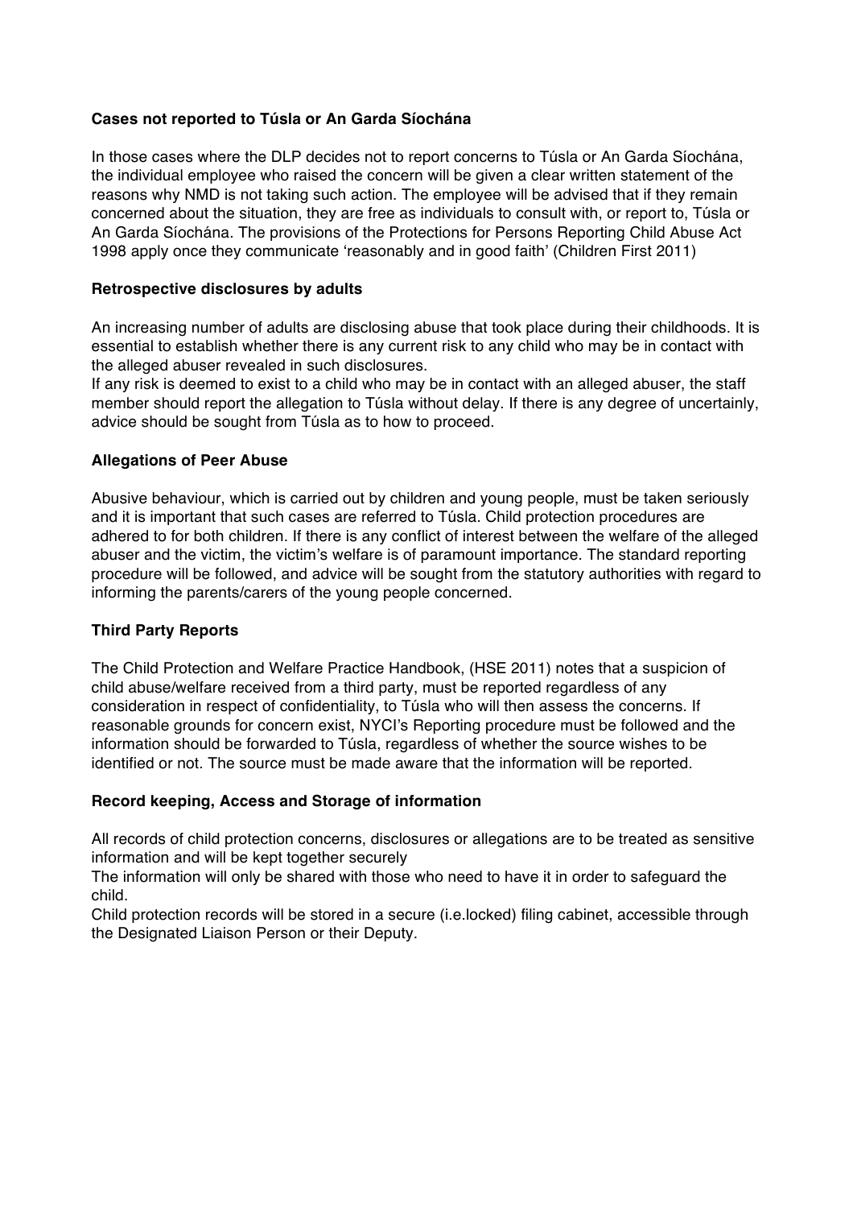### Cases not reported to Túsla or An Garda Síochána

In those cases where the DLP decides not to report concerns to Túsla or An Garda Síochána, the individual employee who raised the concern will be given a clear written statement of the reasons why NMD is not taking such action. The employee will be advised that if they remain concerned about the situation, they are free as individuals to consult with, or report to, Túsla or An Garda Síochána. The provisions of the Protections for Persons Reporting Child Abuse Act 1998 apply once they communicate 'reasonably and in good faith' (Children First 2011)

### Retrospective disclosures by adults

An increasing number of adults are disclosing abuse that took place during their childhoods. It is essential to establish whether there is any current risk to any child who may be in contact with the alleged abuser revealed in such disclosures.

If any risk is deemed to exist to a child who may be in contact with an alleged abuser, the staff member should report the allegation to Túsla without delay. If there is any degree of uncertainly, advice should be sought from Túsla as to how to proceed.

### Allegations of Peer Abuse

Abusive behaviour, which is carried out by children and young people, must be taken seriously and it is important that such cases are referred to Túsla. Child protection procedures are adhered to for both children. If there is any conflict of interest between the welfare of the alleged abuser and the victim, the victim's welfare is of paramount importance. The standard reporting procedure will be followed, and advice will be sought from the statutory authorities with regard to informing the parents/carers of the young people concerned.

### Third Party Reports

The Child Protection and Welfare Practice Handbook, (HSE 2011) notes that a suspicion of child abuse/welfare received from a third party, must be reported regardless of any consideration in respect of confidentiality, to Túsla who will then assess the concerns. If reasonable grounds for concern exist, NYCI's Reporting procedure must be followed and the information should be forwarded to Túsla, regardless of whether the source wishes to be identified or not. The source must be made aware that the information will be reported.

### Record keeping, Access and Storage of information

All records of child protection concerns, disclosures or allegations are to be treated as sensitive information and will be kept together securely

The information will only be shared with those who need to have it in order to safeguard the child.

Child protection records will be stored in a secure (i.e.locked) filing cabinet, accessible through the Designated Liaison Person or their Deputy.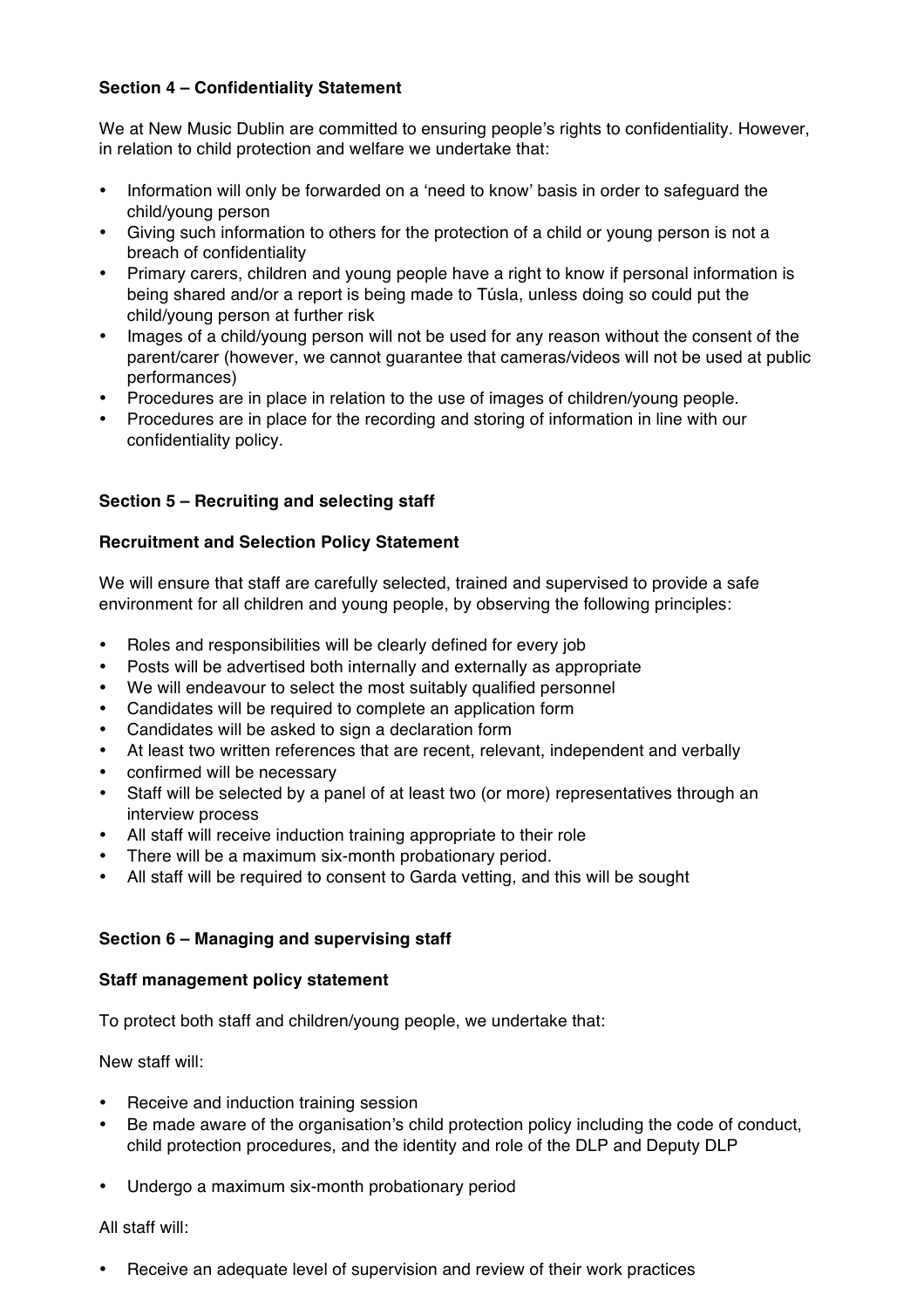**Section 4 – Confidentiality Statement**

We at New Music Dublin are committed to ensuring people's rights to confidentiality. However, in relation to child protection and welfare we undertake that:

- Information will only be forwarded on a 'need to know' basis in order to safeguard the child/young person
- Giving such information to others for the protection of a child or young person is not a breach of confidentiality
- Primary carers, children and young people have a right to know if personal information is being shared and/or a report is being made to Túsla, unless doing so could put the child/young person at further risk
- Images of a child/young person will not be used for any reason without the consent of the parent/carer (however, we cannot guarantee that cameras/videos will not be used at public performances)
- Procedures are in place in relation to the use of images of children/young people.
- Procedures are in place for the recording and storing of information in line with our confidentiality policy.

**Section 5 – Recruiting and selecting staff**

**Recruitment and Selection Policy Statement**

We will ensure that staff are carefully selected, trained and supervised to provide a safe environment for all children and young people, by observing the following principles:

- Roles and responsibilities will be clearly defined for every job
- Posts will be advertised both internally and externally as appropriate
- We will endeavour to select the most suitably qualified personnel
- Candidates will be required to complete an application form
- Candidates will be asked to sign a declaration form
- At least two written references that are recent, relevant, independent and verbally
- confirmed will be necessary
- Staff will be selected by a panel of at least two (or more) representatives through an interview process
- All staff will receive induction training appropriate to their role
- There will be a maximum six-month probationary period.
- All staff will be required to consent to Garda vetting, and this will be sought

**Section 6 – Managing and supervising staff**

**Staff management policy statement**

To protect both staff and children/young people, we undertake that:

New staff will:

- Receive and induction training session
- Be made aware of the organisation's child protection policy including the code of conduct, child protection procedures, and the identity and role of the DLP and Deputy DLP
- Undergo a maximum six-month probationary period

All staff will:

- Receive an adequate level of supervision and review of their work practices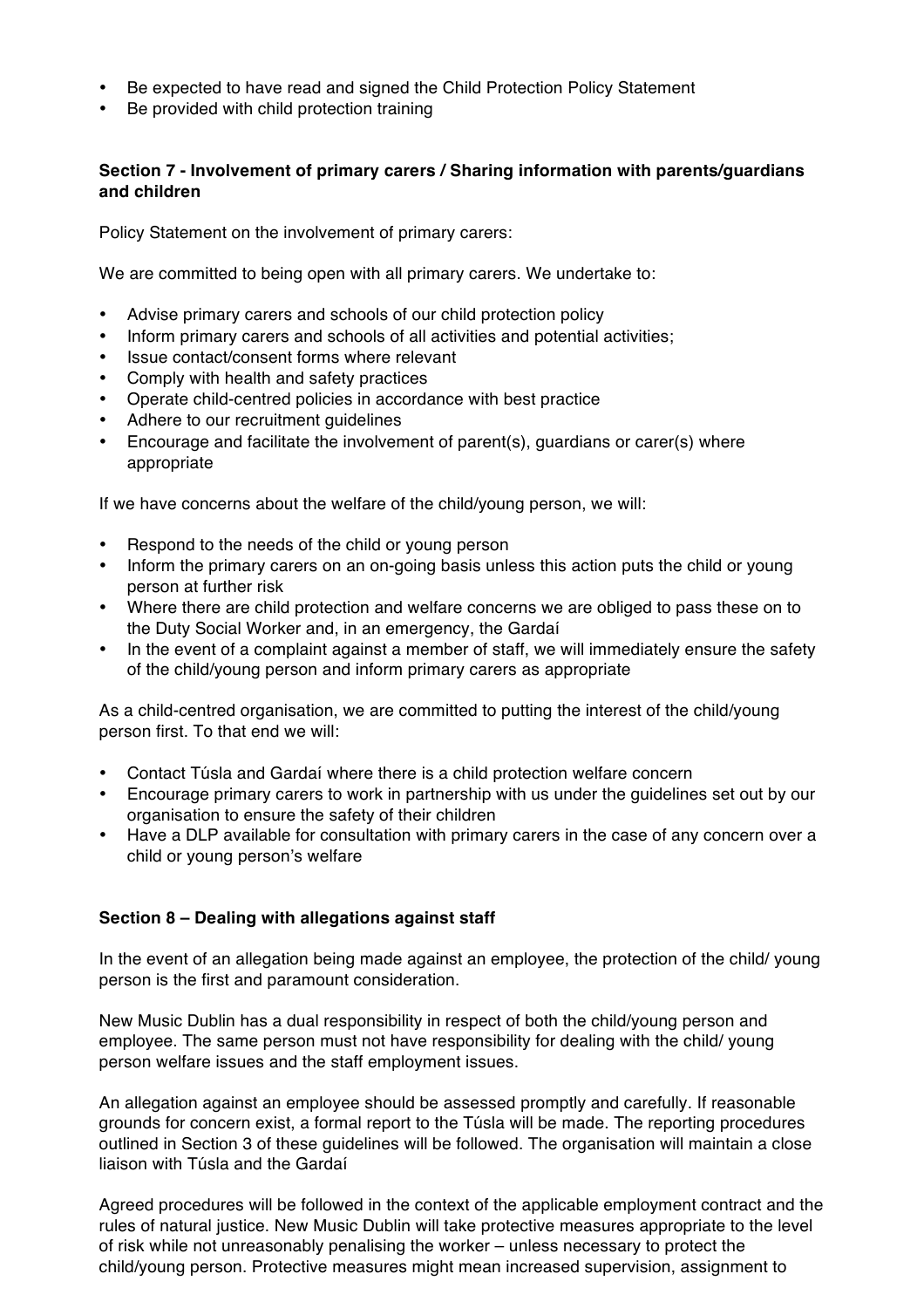- Be expected to have read and signed the Child Protection Policy Statement
- Be provided with child protection training

**Section 7 - Involvement of primary carers / Sharing information with parents/guardians and children**

Policy Statement on the involvement of primary carers:

We are committed to being open with all primary carers. We undertake to:

- Advise primary carers and schools of our child protection policy
- Inform primary carers and schools of all activities and potential activities;
- Issue contact/consent forms where relevant
- Comply with health and safety practices
- Operate child-centred policies in accordance with best practice
- Adhere to our recruitment guidelines
- Encourage and facilitate the involvement of parent(s), guardians or carer(s) where appropriate

If we have concerns about the welfare of the child/young person, we will:

- Respond to the needs of the child or young person
- Inform the primary carers on an on-going basis unless this action puts the child or young person at further risk
- Where there are child protection and welfare concerns we are obliged to pass these on to the Duty Social Worker and, in an emergency, the Gardaí
- In the event of a complaint against a member of staff, we will immediately ensure the safety of the child/young person and inform primary carers as appropriate

As a child-centred organisation, we are committed to putting the interest of the child/young person first. To that end we will:

- Contact Túsla and Gardaí where there is a child protection welfare concern
- Encourage primary carers to work in partnership with us under the guidelines set out by our organisation to ensure the safety of their children
- Have a DLP available for consultation with primary carers in the case of any concern over a child or young person's welfare

**Section 8 – Dealing with allegations against staff**

In the event of an allegation being made against an employee, the protection of the child/ young person is the first and paramount consideration.

New Music Dublin has a dual responsibility in respect of both the child/young person and employee. The same person must not have responsibility for dealing with the child/ young person welfare issues and the staff employment issues.

An allegation against an employee should be assessed promptly and carefully. If reasonable grounds for concern exist, a formal report to the Túsla will be made. The reporting procedures outlined in Section 3 of these guidelines will be followed. The organisation will maintain a close liaison with Túsla and the Gardaí

Agreed procedures will be followed in the context of the applicable employment contract and the rules of natural justice. New Music Dublin will take protective measures appropriate to the level of risk while not unreasonably penalising the worker – unless necessary to protect the child/young person. Protective measures might mean increased supervision, assignment to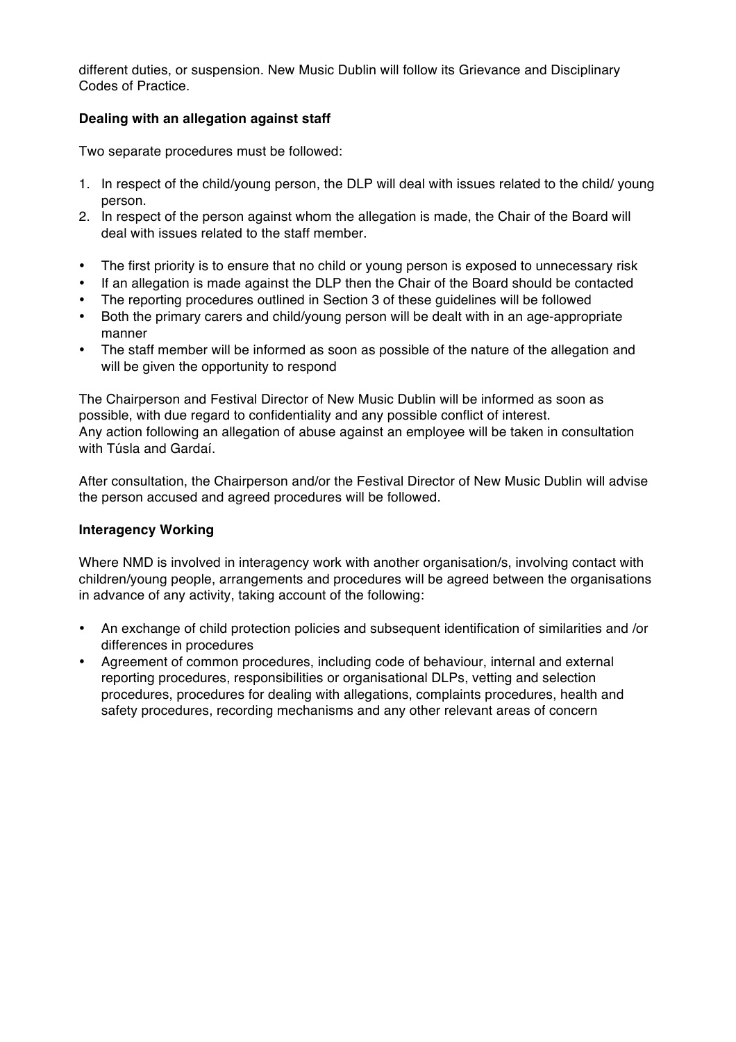different duties, or suspension. New Music Dublin will follow its Grievance and Disciplinary Codes of Practice.

**Dealing with an allegation against staff**

Two separate procedures must be followed:

1. In respect of the child/young person, the DLP will deal with issues related to the child/ young person.
2. In respect of the person against whom the allegation is made, the Chair of the Board will deal with issues related to the staff member.

- The first priority is to ensure that no child or young person is exposed to unnecessary risk
- If an allegation is made against the DLP then the Chair of the Board should be contacted
- The reporting procedures outlined in Section 3 of these guidelines will be followed
- Both the primary carers and child/young person will be dealt with in an age-appropriate manner
- The staff member will be informed as soon as possible of the nature of the allegation and will be given the opportunity to respond

The Chairperson and Festival Director of New Music Dublin will be informed as soon as possible, with due regard to confidentiality and any possible conflict of interest.
Any action following an allegation of abuse against an employee will be taken in consultation with Túsla and Gardaí.

After consultation, the Chairperson and/or the Festival Director of New Music Dublin will advise the person accused and agreed procedures will be followed.

**Interagency Working**

Where NMD is involved in interagency work with another organisation/s, involving contact with children/young people, arrangements and procedures will be agreed between the organisations in advance of any activity, taking account of the following:

- An exchange of child protection policies and subsequent identification of similarities and /or differences in procedures
- Agreement of common procedures, including code of behaviour, internal and external reporting procedures, responsibilities or organisational DLPs, vetting and selection procedures, procedures for dealing with allegations, complaints procedures, health and safety procedures, recording mechanisms and any other relevant areas of concern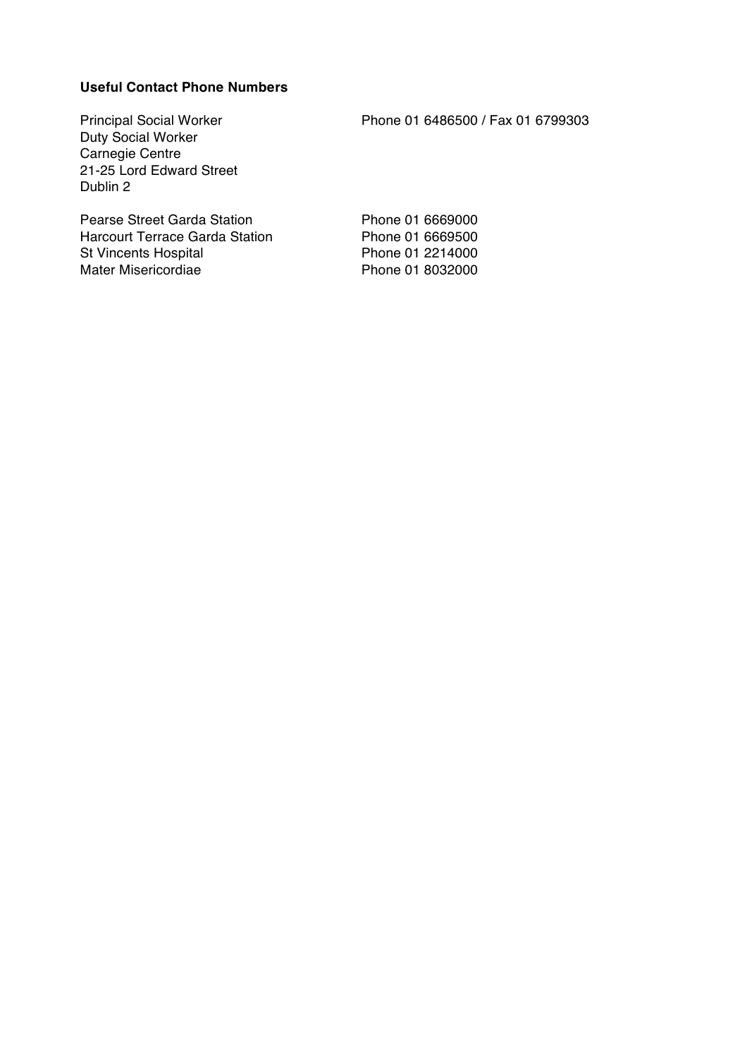**Useful Contact Phone Numbers**

| | |
|---|---|
| Principal Social Worker<br>Duty Social Worker<br>Carnegie Centre<br>21-25 Lord Edward Street<br>Dublin 2 | Phone 01 6486500 / Fax 01 6799303 |
| Pearse Street Garda Station | Phone 01 6669000 |
| Harcourt Terrace Garda Station | Phone 01 6669500 |
| St Vincents Hospital | Phone 01 2214000 |
| Mater Misericordiae | Phone 01 8032000 |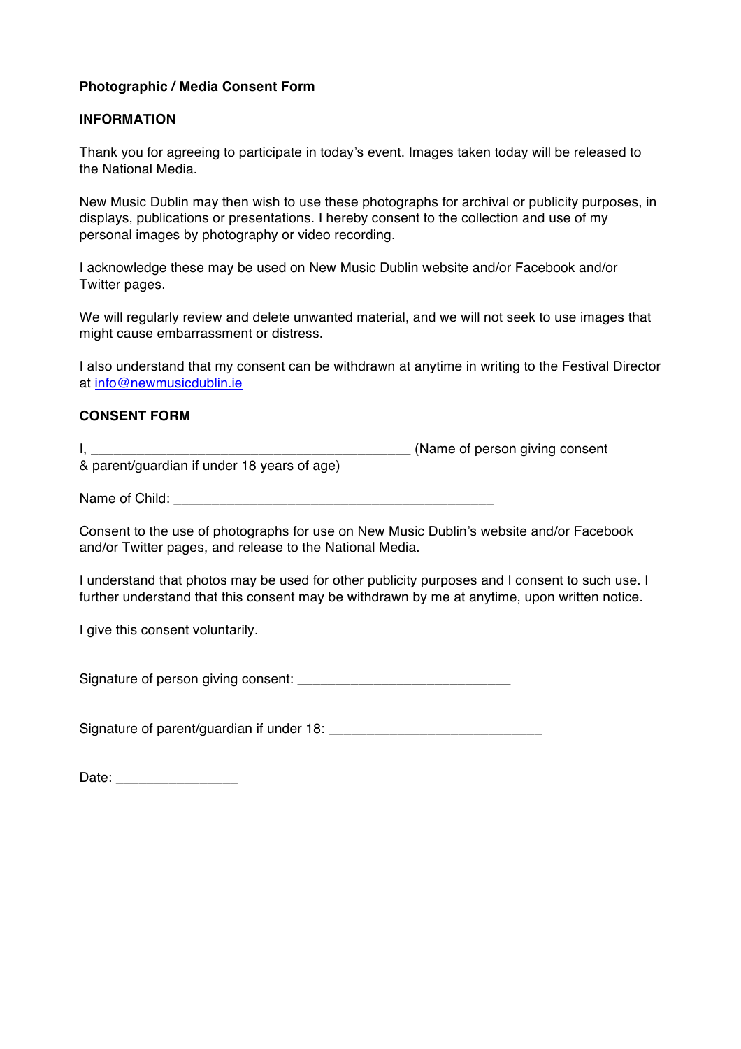**Photographic / Media Consent Form**

**INFORMATION**

Thank you for agreeing to participate in today's event. Images taken today will be released to the National Media.

New Music Dublin may then wish to use these photographs for archival or publicity purposes, in displays, publications or presentations. I hereby consent to the collection and use of my personal images by photography or video recording.

I acknowledge these may be used on New Music Dublin website and/or Facebook and/or Twitter pages.

We will regularly review and delete unwanted material, and we will not seek to use images that might cause embarrassment or distress.

I also understand that my consent can be withdrawn at anytime in writing to the Festival Director at info@newmusicdublin.ie

**CONSENT FORM**

I, ___________________________________________ (Name of person giving consent & parent/guardian if under 18 years of age)

Name of Child: ___________________________________________

Consent to the use of photographs for use on New Music Dublin's website and/or Facebook and/or Twitter pages, and release to the National Media.

I understand that photos may be used for other publicity purposes and I consent to such use. I further understand that this consent may be withdrawn by me at anytime, upon written notice.

I give this consent voluntarily.

Signature of person giving consent: ____________________________

Signature of parent/guardian if under 18: ____________________________

Date: ________________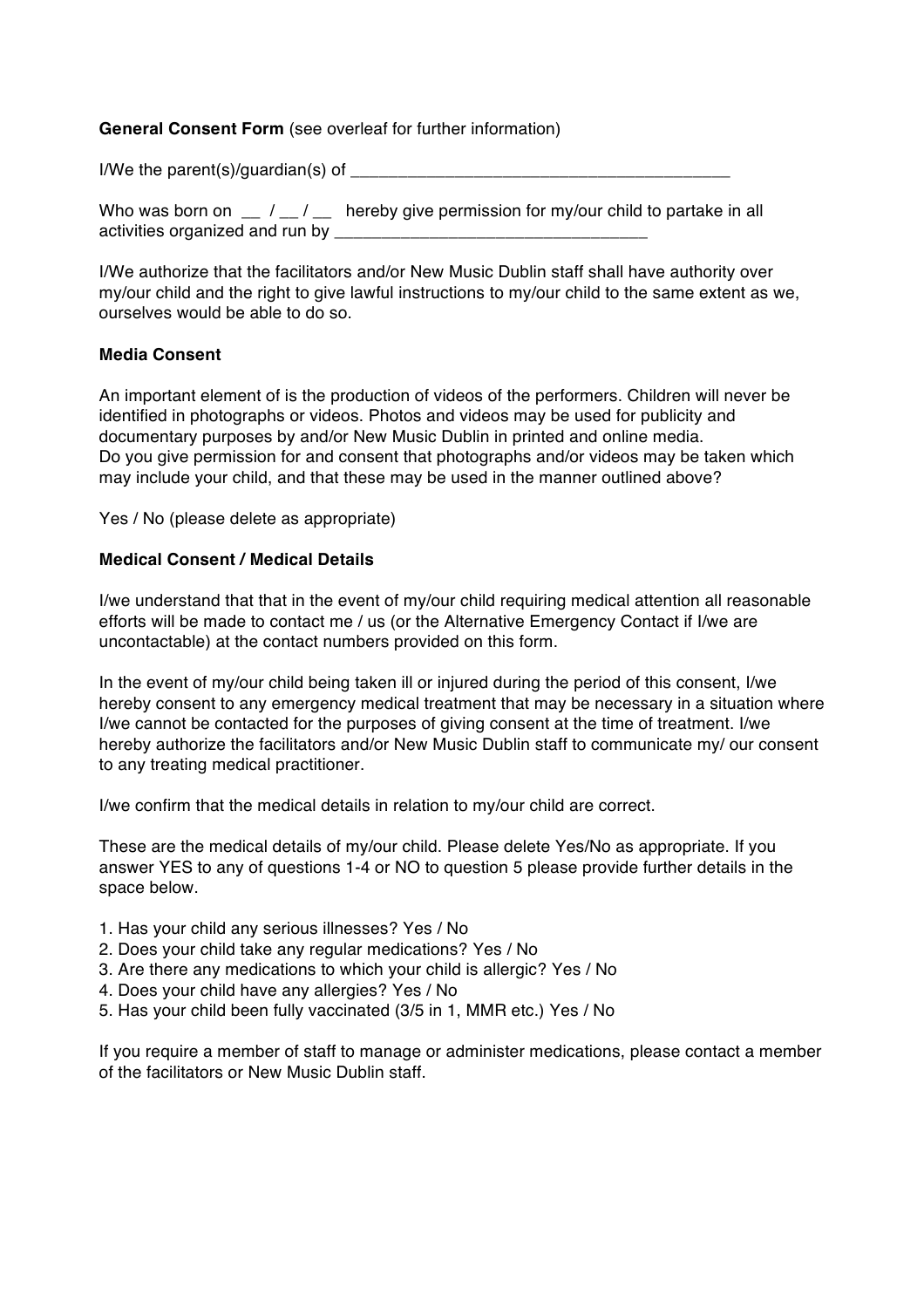**General Consent Form** (see overleaf for further information)

I/We the parent(s)/guardian(s) of ________________________________________

Who was born on __ / __ / __ hereby give permission for my/our child to partake in all activities organized and run by ________________________________

I/We authorize that the facilitators and/or New Music Dublin staff shall have authority over my/our child and the right to give lawful instructions to my/our child to the same extent as we, ourselves would be able to do so.

**Media Consent**

An important element of is the production of videos of the performers. Children will never be identified in photographs or videos. Photos and videos may be used for publicity and documentary purposes by and/or New Music Dublin in printed and online media.
Do you give permission for and consent that photographs and/or videos may be taken which may include your child, and that these may be used in the manner outlined above?

Yes / No (please delete as appropriate)

**Medical Consent / Medical Details**

I/we understand that that in the event of my/our child requiring medical attention all reasonable efforts will be made to contact me / us (or the Alternative Emergency Contact if I/we are uncontactable) at the contact numbers provided on this form.

In the event of my/our child being taken ill or injured during the period of this consent, I/we hereby consent to any emergency medical treatment that may be necessary in a situation where I/we cannot be contacted for the purposes of giving consent at the time of treatment. I/we hereby authorize the facilitators and/or New Music Dublin staff to communicate my/ our consent to any treating medical practitioner.

I/we confirm that the medical details in relation to my/our child are correct.

These are the medical details of my/our child. Please delete Yes/No as appropriate. If you answer YES to any of questions 1-4 or NO to question 5 please provide further details in the space below.

1. Has your child any serious illnesses? Yes / No
2. Does your child take any regular medications? Yes / No
3. Are there any medications to which your child is allergic? Yes / No
4. Does your child have any allergies? Yes / No
5. Has your child been fully vaccinated (3/5 in 1, MMR etc.) Yes / No

If you require a member of staff to manage or administer medications, please contact a member of the facilitators or New Music Dublin staff.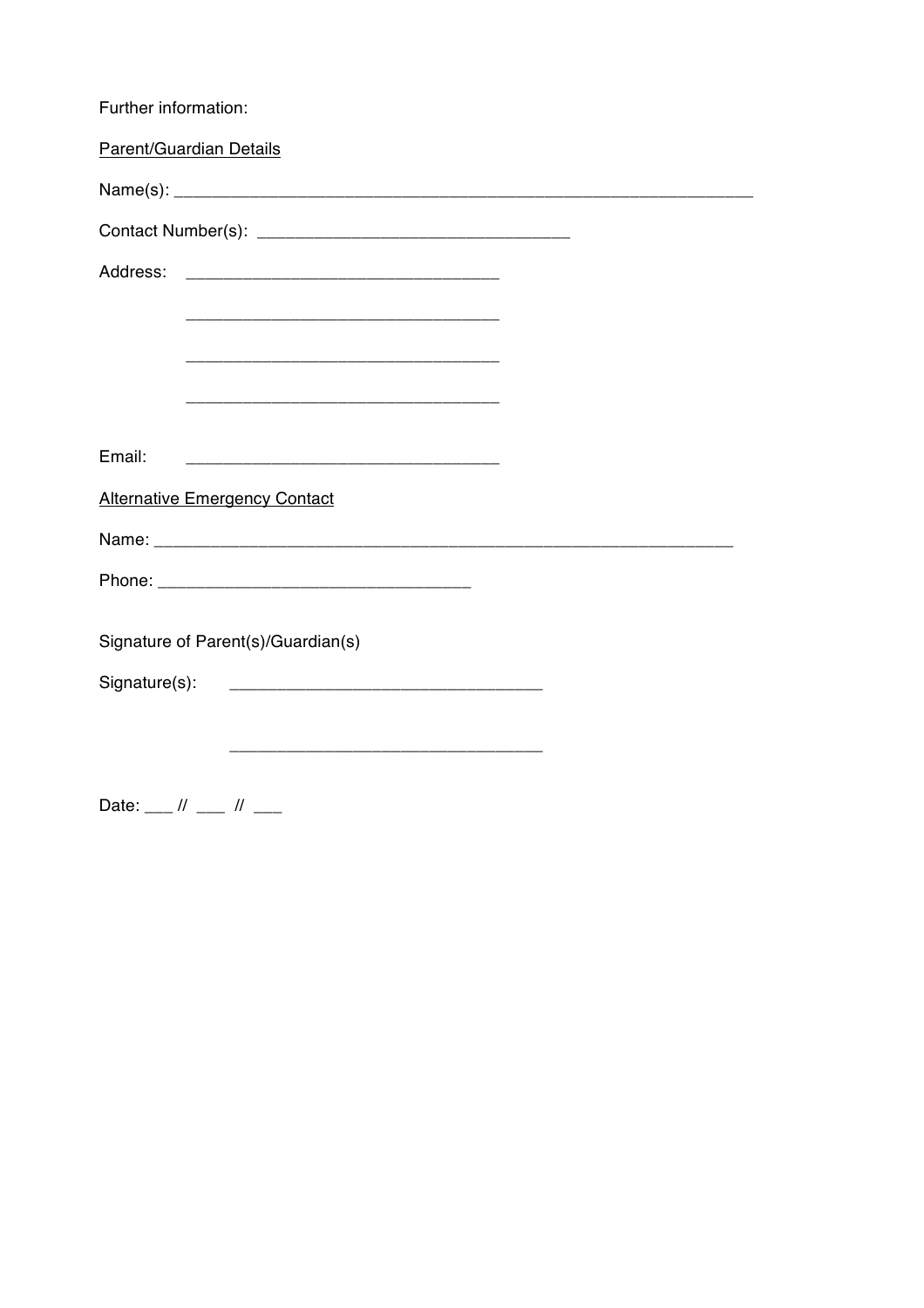Further information:

<u>Parent/Guardian Details</u>

Name(s): ______________________________________________________________

Contact Number(s): _________________________________

Address: _________________________________

_________________________________

_________________________________

_________________________________

Email: _________________________________

<u>Alternative Emergency Contact</u>

Name: ______________________________________________________________

Phone: _________________________________

Signature of Parent(s)/Guardian(s)

Signature(s): _________________________________

_________________________________

Date: ___ // ___ // ___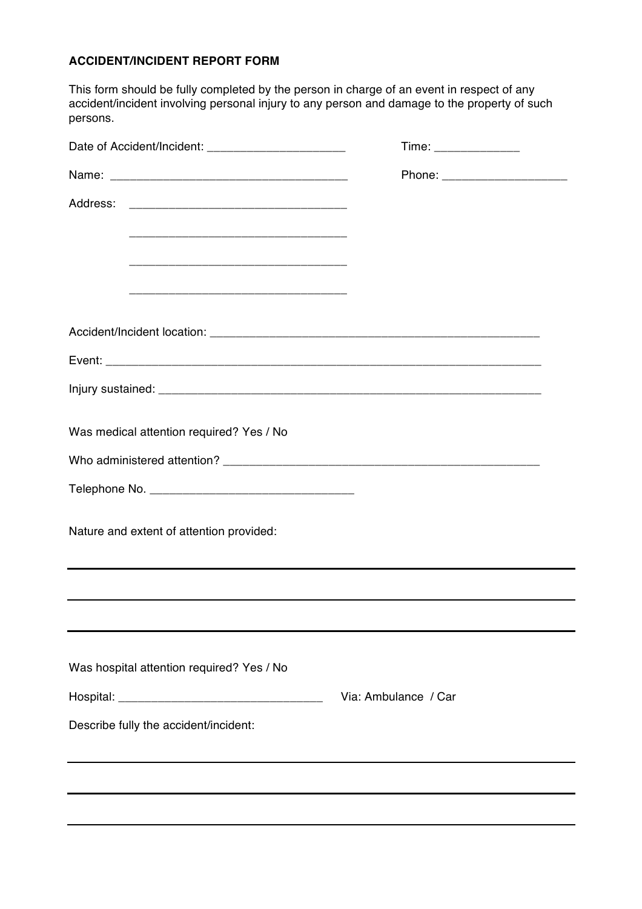**ACCIDENT/INCIDENT REPORT FORM**

This form should be fully completed by the person in charge of an event in respect of any accident/incident involving personal injury to any person and damage to the property of such persons.

Date of Accident/Incident: ____________________ Time: ____________

Name: __________________________________ Phone: __________________

Address: ________________________________

________________________________

________________________________

________________________________

Accident/Incident location: ______________________________________________

Event: ___________________________________________________________________

Injury sustained: _________________________________________________________

Was medical attention required? Yes / No

Who administered attention? _______________________________________________

Telephone No. ______________________________

Nature and extent of attention provided:

___________________________________________________________________________

___________________________________________________________________________

___________________________________________________________________________

Was hospital attention required? Yes / No

Hospital: ______________________________ Via: Ambulance / Car

Describe fully the accident/incident:

___________________________________________________________________________

___________________________________________________________________________

___________________________________________________________________________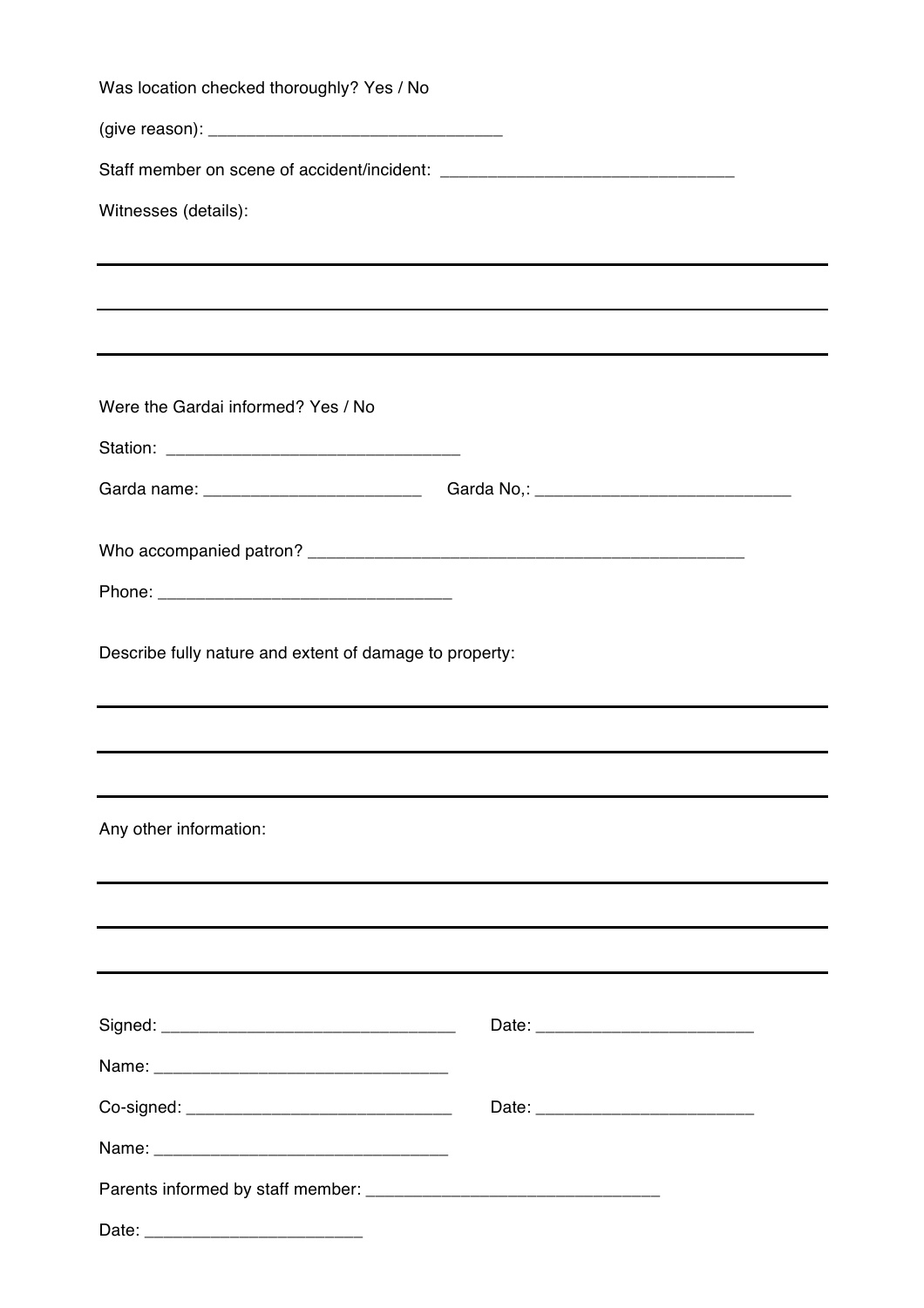Was location checked thoroughly? Yes / No

(give reason): _______________________________

Staff member on scene of accident/incident: _______________________________

Witnesses (details):

___

___

___

Were the Gardai informed? Yes / No

Station: _______________________________

Garda name: ______________________ Garda No,: __________________________

Who accompanied patron? _____________________________________________

Phone: _______________________________

Describe fully nature and extent of damage to property:

___

___

___

Any other information:

___

___

___

Signed: _______________________________ Date: ______________________

Name: _______________________________

Co-signed: ____________________________ Date: ______________________

Name: _______________________________

Parents informed by staff member: _______________________________

Date: ______________________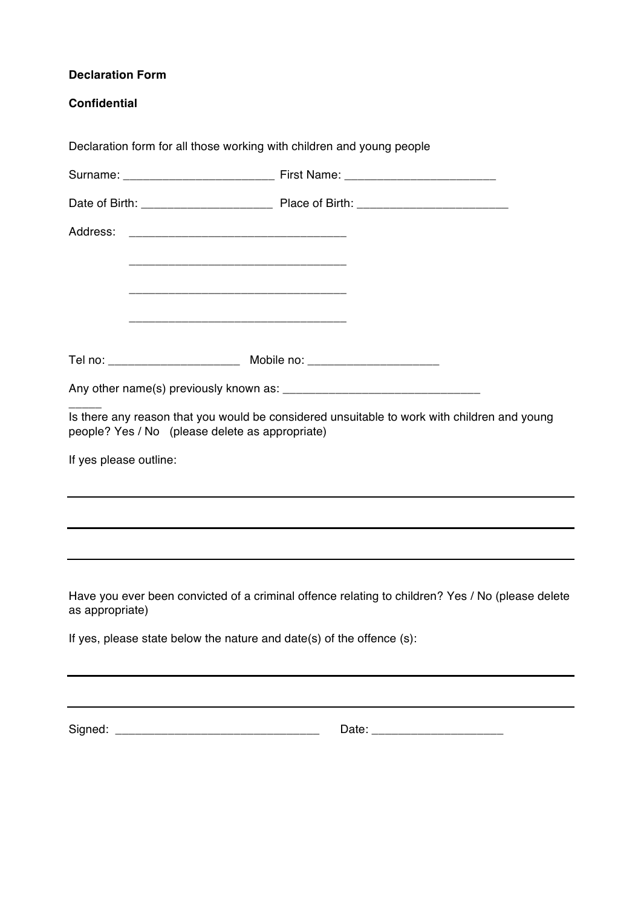**Declaration Form**

**Confidential**

Declaration form for all those working with children and young people

Surname: _______________________ First Name: _______________________

Date of Birth: ____________________ Place of Birth: _______________________

Address: _________________________________

_________________________________

_________________________________

_________________________________

Tel no: ____________________ Mobile no: ____________________

Any other name(s) previously known as: ______________________________

_____

Is there any reason that you would be considered unsuitable to work with children and young people? Yes / No (please delete as appropriate)

If yes please outline:

______________________________________________________________________

______________________________________________________________________

______________________________________________________________________

Have you ever been convicted of a criminal offence relating to children? Yes / No (please delete as appropriate)

If yes, please state below the nature and date(s) of the offence (s):

______________________________________________________________________

______________________________________________________________________

Signed: _______________________________ Date: ____________________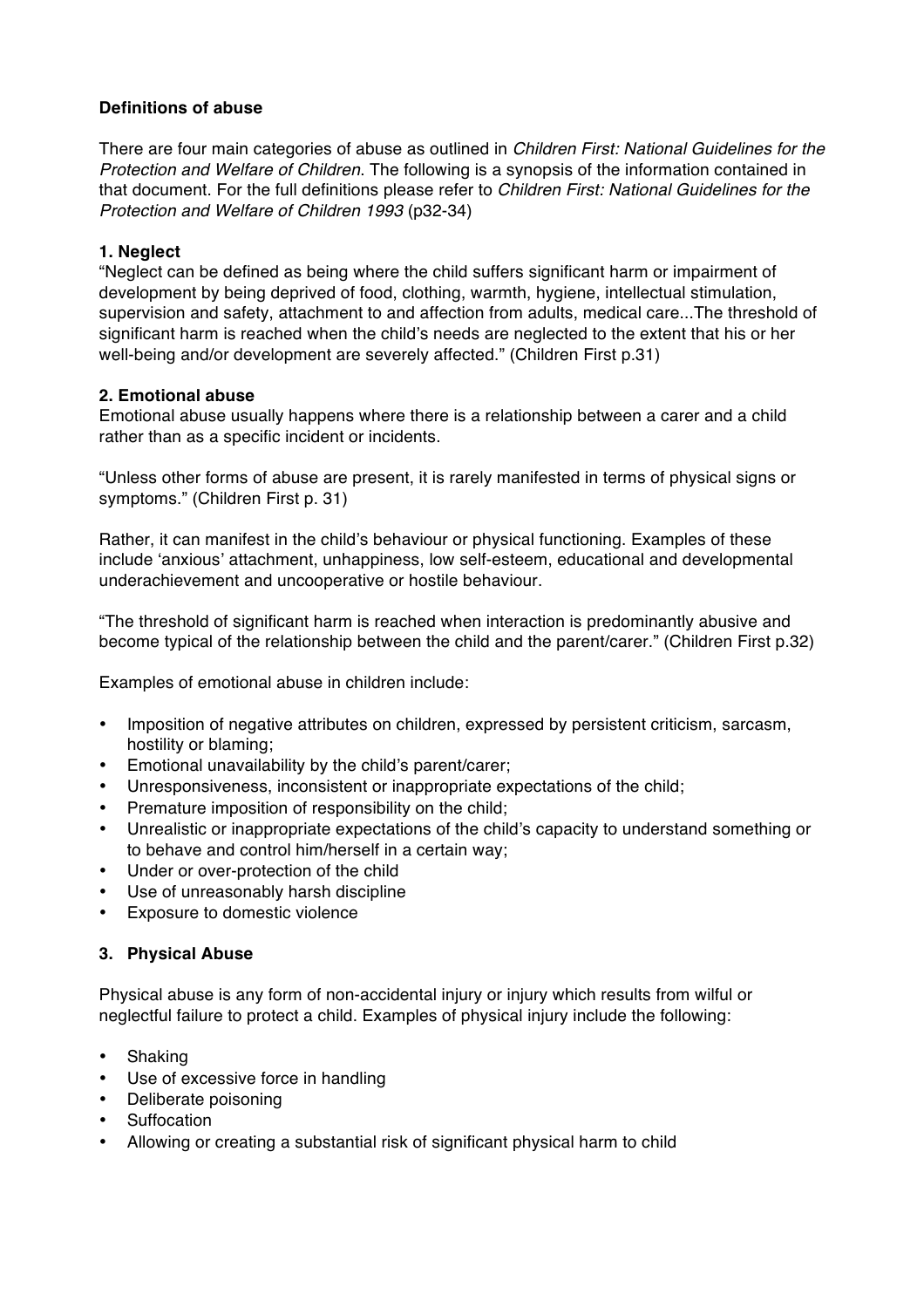**Definitions of abuse**

There are four main categories of abuse as outlined in *Children First: National Guidelines for the Protection and Welfare of Children*. The following is a synopsis of the information contained in that document. For the full definitions please refer to *Children First: National Guidelines for the Protection and Welfare of Children 1993* (p32-34)

**1. Neglect**

"Neglect can be defined as being where the child suffers significant harm or impairment of development by being deprived of food, clothing, warmth, hygiene, intellectual stimulation, supervision and safety, attachment to and affection from adults, medical care...The threshold of significant harm is reached when the child's needs are neglected to the extent that his or her well-being and/or development are severely affected." (Children First p.31)

**2. Emotional abuse**

Emotional abuse usually happens where there is a relationship between a carer and a child rather than as a specific incident or incidents.

"Unless other forms of abuse are present, it is rarely manifested in terms of physical signs or symptoms." (Children First p. 31)

Rather, it can manifest in the child's behaviour or physical functioning. Examples of these include 'anxious' attachment, unhappiness, low self-esteem, educational and developmental underachievement and uncooperative or hostile behaviour.

"The threshold of significant harm is reached when interaction is predominantly abusive and become typical of the relationship between the child and the parent/carer." (Children First p.32)

Examples of emotional abuse in children include:

- Imposition of negative attributes on children, expressed by persistent criticism, sarcasm, hostility or blaming;
- Emotional unavailability by the child's parent/carer;
- Unresponsiveness, inconsistent or inappropriate expectations of the child;
- Premature imposition of responsibility on the child;
- Unrealistic or inappropriate expectations of the child's capacity to understand something or to behave and control him/herself in a certain way;
- Under or over-protection of the child
- Use of unreasonably harsh discipline
- Exposure to domestic violence

**3. Physical Abuse**

Physical abuse is any form of non-accidental injury or injury which results from wilful or neglectful failure to protect a child. Examples of physical injury include the following:

- Shaking
- Use of excessive force in handling
- Deliberate poisoning
- Suffocation
- Allowing or creating a substantial risk of significant physical harm to child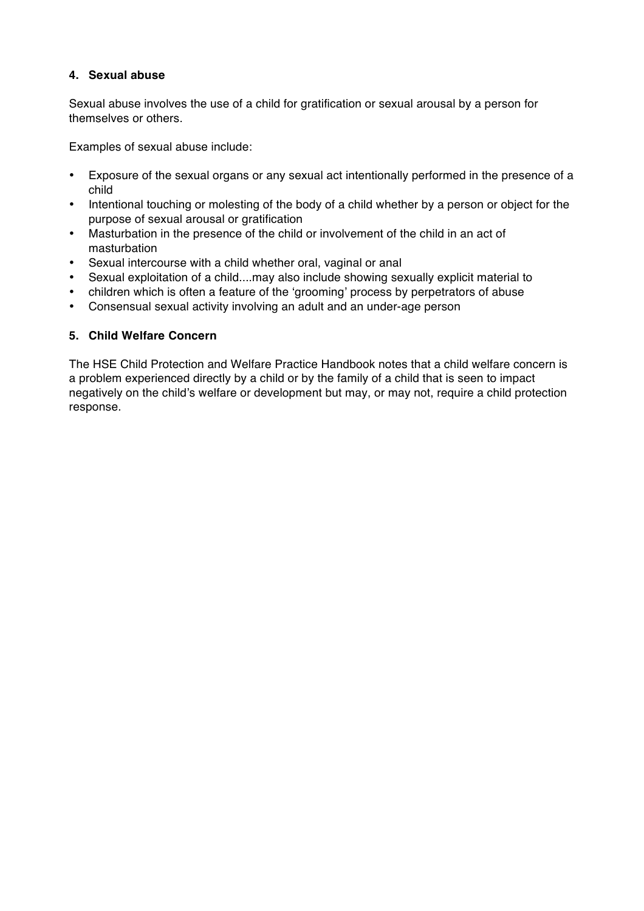#### 4. Sexual abuse

Sexual abuse involves the use of a child for gratification or sexual arousal by a person for themselves or others.

Examples of sexual abuse include:

- Exposure of the sexual organs or any sexual act intentionally performed in the presence of a child
- Intentional touching or molesting of the body of a child whether by a person or object for the purpose of sexual arousal or gratification
- Masturbation in the presence of the child or involvement of the child in an act of masturbation
- Sexual intercourse with a child whether oral, vaginal or anal
- Sexual exploitation of a child....may also include showing sexually explicit material to
- children which is often a feature of the 'grooming' process by perpetrators of abuse
- Consensual sexual activity involving an adult and an under-age person

#### 5. Child Welfare Concern

The HSE Child Protection and Welfare Practice Handbook notes that a child welfare concern is a problem experienced directly by a child or by the family of a child that is seen to impact negatively on the child's welfare or development but may, or may not, require a child protection response.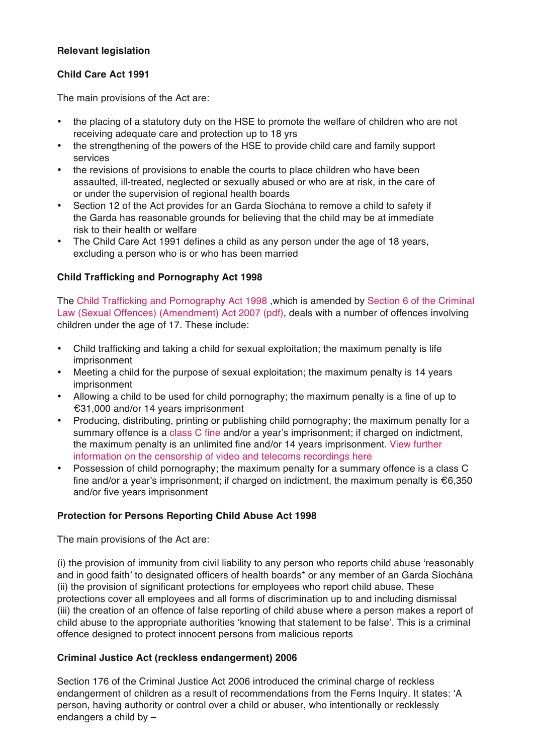**Relevant legislation**

**Child Care Act 1991**

The main provisions of the Act are:

- the placing of a statutory duty on the HSE to promote the welfare of children who are not receiving adequate care and protection up to 18 yrs
- the strengthening of the powers of the HSE to provide child care and family support services
- the revisions of provisions to enable the courts to place children who have been assaulted, ill-treated, neglected or sexually abused or who are at risk, in the care of or under the supervision of regional health boards
- Section 12 of the Act provides for an Garda Síochána to remove a child to safety if the Garda has reasonable grounds for believing that the child may be at immediate risk to their health or welfare
- The Child Care Act 1991 defines a child as any person under the age of 18 years, excluding a person who is or who has been married

**Child Trafficking and Pornography Act 1998**

The Child Trafficking and Pornography Act 1998 ,which is amended by Section 6 of the Criminal Law (Sexual Offences) (Amendment) Act 2007 (pdf), deals with a number of offences involving children under the age of 17. These include:

- Child trafficking and taking a child for sexual exploitation; the maximum penalty is life imprisonment
- Meeting a child for the purpose of sexual exploitation; the maximum penalty is 14 years imprisonment
- Allowing a child to be used for child pornography; the maximum penalty is a fine of up to €31,000 and/or 14 years imprisonment
- Producing, distributing, printing or publishing child pornography; the maximum penalty for a summary offence is a class C fine and/or a year's imprisonment; if charged on indictment, the maximum penalty is an unlimited fine and/or 14 years imprisonment. View further information on the censorship of video and telecoms recordings here
- Possession of child pornography; the maximum penalty for a summary offence is a class C fine and/or a year's imprisonment; if charged on indictment, the maximum penalty is €6,350 and/or five years imprisonment

**Protection for Persons Reporting Child Abuse Act 1998**

The main provisions of the Act are:

(i) the provision of immunity from civil liability to any person who reports child abuse 'reasonably and in good faith' to designated officers of health boards* or any member of an Garda Síochána
(ii) the provision of significant protections for employees who report child abuse. These protections cover all employees and all forms of discrimination up to and including dismissal
(iii) the creation of an offence of false reporting of child abuse where a person makes a report of child abuse to the appropriate authorities 'knowing that statement to be false'. This is a criminal offence designed to protect innocent persons from malicious reports

**Criminal Justice Act (reckless endangerment) 2006**

Section 176 of the Criminal Justice Act 2006 introduced the criminal charge of reckless endangerment of children as a result of recommendations from the Ferns Inquiry. It states: 'A person, having authority or control over a child or abuser, who intentionally or recklessly endangers a child by –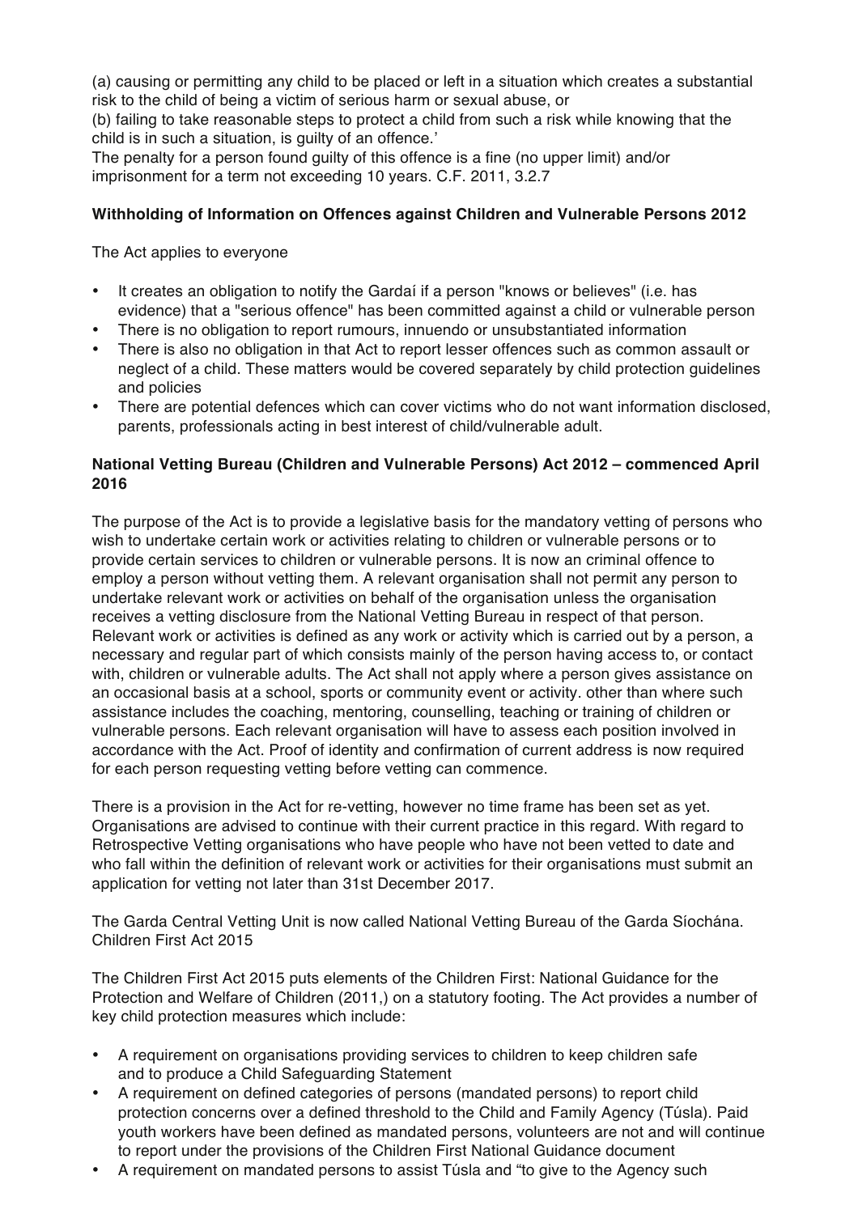(a) causing or permitting any child to be placed or left in a situation which creates a substantial risk to the child of being a victim of serious harm or sexual abuse, or
(b) failing to take reasonable steps to protect a child from such a risk while knowing that the child is in such a situation, is guilty of an offence.'
The penalty for a person found guilty of this offence is a fine (no upper limit) and/or imprisonment for a term not exceeding 10 years. C.F. 2011, 3.2.7

**Withholding of Information on Offences against Children and Vulnerable Persons 2012**

The Act applies to everyone

- It creates an obligation to notify the Gardaí if a person "knows or believes" (i.e. has evidence) that a "serious offence" has been committed against a child or vulnerable person
- There is no obligation to report rumours, innuendo or unsubstantiated information
- There is also no obligation in that Act to report lesser offences such as common assault or neglect of a child. These matters would be covered separately by child protection guidelines and policies
- There are potential defences which can cover victims who do not want information disclosed, parents, professionals acting in best interest of child/vulnerable adult.

**National Vetting Bureau (Children and Vulnerable Persons) Act 2012 – commenced April 2016**

The purpose of the Act is to provide a legislative basis for the mandatory vetting of persons who wish to undertake certain work or activities relating to children or vulnerable persons or to provide certain services to children or vulnerable persons. It is now an criminal offence to employ a person without vetting them. A relevant organisation shall not permit any person to undertake relevant work or activities on behalf of the organisation unless the organisation receives a vetting disclosure from the National Vetting Bureau in respect of that person. Relevant work or activities is defined as any work or activity which is carried out by a person, a necessary and regular part of which consists mainly of the person having access to, or contact with, children or vulnerable adults. The Act shall not apply where a person gives assistance on an occasional basis at a school, sports or community event or activity. other than where such assistance includes the coaching, mentoring, counselling, teaching or training of children or vulnerable persons. Each relevant organisation will have to assess each position involved in accordance with the Act. Proof of identity and confirmation of current address is now required for each person requesting vetting before vetting can commence.

There is a provision in the Act for re-vetting, however no time frame has been set as yet. Organisations are advised to continue with their current practice in this regard. With regard to Retrospective Vetting organisations who have people who have not been vetted to date and who fall within the definition of relevant work or activities for their organisations must submit an application for vetting not later than 31st December 2017.

The Garda Central Vetting Unit is now called National Vetting Bureau of the Garda Síochána.
Children First Act 2015

The Children First Act 2015 puts elements of the Children First: National Guidance for the Protection and Welfare of Children (2011,) on a statutory footing. The Act provides a number of key child protection measures which include:

- A requirement on organisations providing services to children to keep children safe and to produce a Child Safeguarding Statement
- A requirement on defined categories of persons (mandated persons) to report child protection concerns over a defined threshold to the Child and Family Agency (Túsla). Paid youth workers have been defined as mandated persons, volunteers are not and will continue to report under the provisions of the Children First National Guidance document
- A requirement on mandated persons to assist Túsla and "to give to the Agency such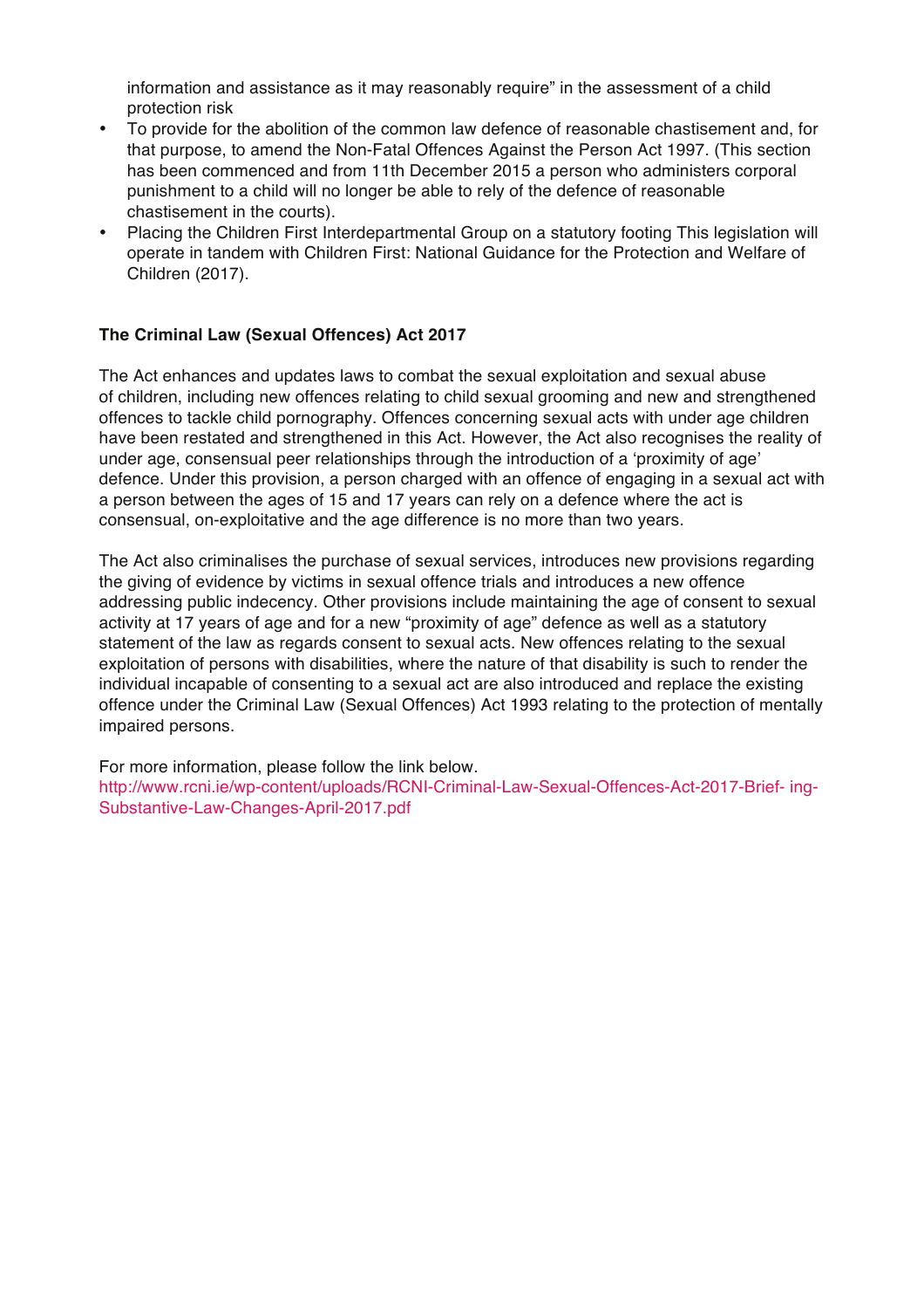information and assistance as it may reasonably require" in the assessment of a child protection risk

- To provide for the abolition of the common law defence of reasonable chastisement and, for that purpose, to amend the Non-Fatal Offences Against the Person Act 1997. (This section has been commenced and from 11th December 2015 a person who administers corporal punishment to a child will no longer be able to rely of the defence of reasonable chastisement in the courts).
- Placing the Children First Interdepartmental Group on a statutory footing This legislation will operate in tandem with Children First: National Guidance for the Protection and Welfare of Children (2017).

**The Criminal Law (Sexual Offences) Act 2017**

The Act enhances and updates laws to combat the sexual exploitation and sexual abuse of children, including new offences relating to child sexual grooming and new and strengthened offences to tackle child pornography. Offences concerning sexual acts with under age children have been restated and strengthened in this Act. However, the Act also recognises the reality of under age, consensual peer relationships through the introduction of a 'proximity of age' defence. Under this provision, a person charged with an offence of engaging in a sexual act with a person between the ages of 15 and 17 years can rely on a defence where the act is consensual, on-exploitative and the age difference is no more than two years.

The Act also criminalises the purchase of sexual services, introduces new provisions regarding the giving of evidence by victims in sexual offence trials and introduces a new offence addressing public indecency. Other provisions include maintaining the age of consent to sexual activity at 17 years of age and for a new "proximity of age" defence as well as a statutory statement of the law as regards consent to sexual acts. New offences relating to the sexual exploitation of persons with disabilities, where the nature of that disability is such to render the individual incapable of consenting to a sexual act are also introduced and replace the existing offence under the Criminal Law (Sexual Offences) Act 1993 relating to the protection of mentally impaired persons.

For more information, please follow the link below.
http://www.rcni.ie/wp-content/uploads/RCNI-Criminal-Law-Sexual-Offences-Act-2017-Brief- ing-Substantive-Law-Changes-April-2017.pdf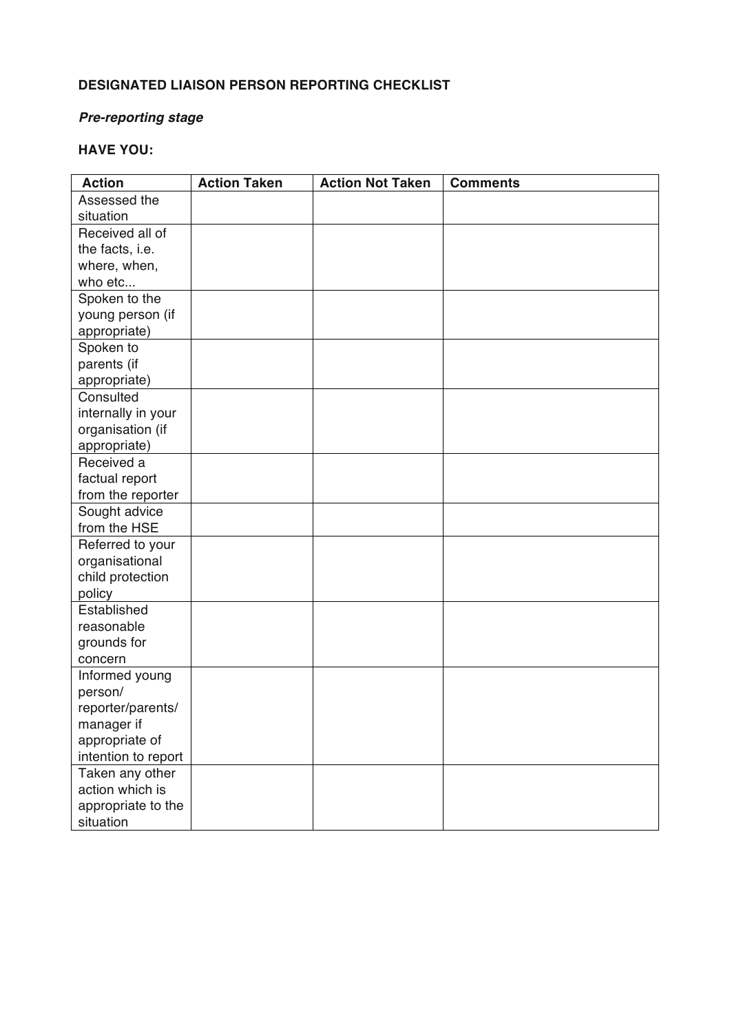**DESIGNATED LIAISON PERSON REPORTING CHECKLIST**

***Pre-reporting stage***

**HAVE YOU:**

| Action | Action Taken | Action Not Taken | Comments |
|---|---|---|---|
| Assessed the situation | | | |
| Received all of the facts, i.e. where, when, who etc... | | | |
| Spoken to the young person (if appropriate) | | | |
| Spoken to parents (if appropriate) | | | |
| Consulted internally in your organisation (if appropriate) | | | |
| Received a factual report from the reporter | | | |
| Sought advice from the HSE | | | |
| Referred to your organisational child protection policy | | | |
| Established reasonable grounds for concern | | | |
| Informed young person/ reporter/parents/ manager if appropriate of intention to report | | | |
| Taken any other action which is appropriate to the situation | | | |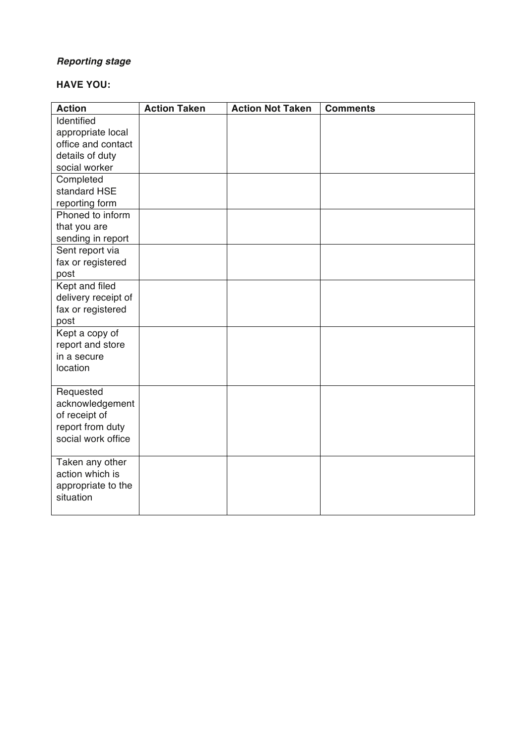***Reporting stage***

**HAVE YOU:**

| Action | Action Taken | Action Not Taken | Comments |
|---|---|---|---|
| Identified appropriate local office and contact details of duty social worker | | | |
| Completed standard HSE reporting form | | | |
| Phoned to inform that you are sending in report | | | |
| Sent report via fax or registered post | | | |
| Kept and filed delivery receipt of fax or registered post | | | |
| Kept a copy of report and store in a secure location | | | |
| Requested acknowledgement of receipt of report from duty social work office | | | |
| Taken any other action which is appropriate to the situation | | | |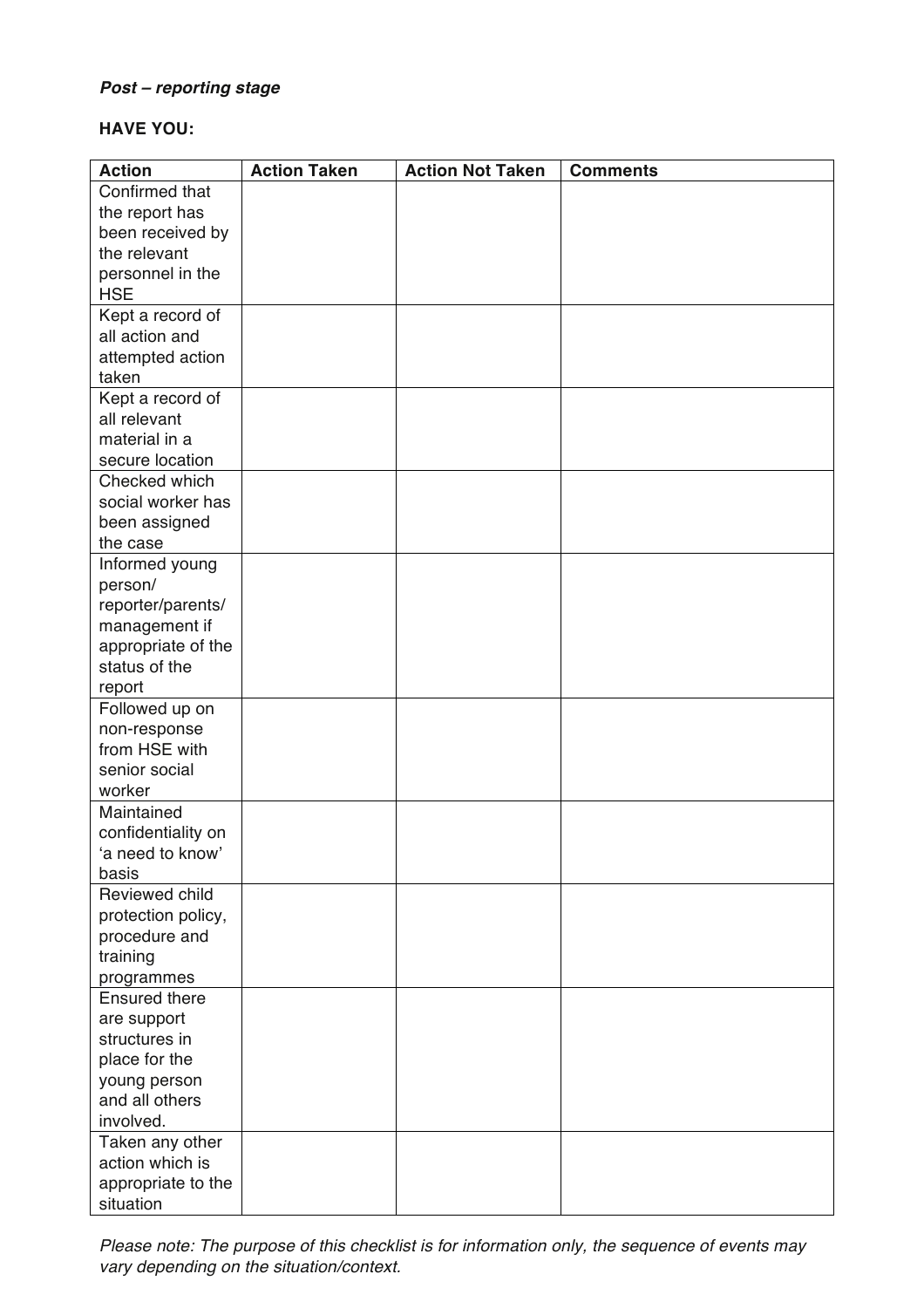***Post – reporting stage***

**HAVE YOU:**

| Action | Action Taken | Action Not Taken | Comments |
|---|---|---|---|
| Confirmed that the report has been received by the relevant personnel in the HSE | | | |
| Kept a record of all action and attempted action taken | | | |
| Kept a record of all relevant material in a secure location | | | |
| Checked which social worker has been assigned the case | | | |
| Informed young person/ reporter/parents/ management if appropriate of the status of the report | | | |
| Followed up on non-response from HSE with senior social worker | | | |
| Maintained confidentiality on 'a need to know' basis | | | |
| Reviewed child protection policy, procedure and training programmes | | | |
| Ensured there are support structures in place for the young person and all others involved. | | | |
| Taken any other action which is appropriate to the situation | | | |

*Please note: The purpose of this checklist is for information only, the sequence of events may vary depending on the situation/context.*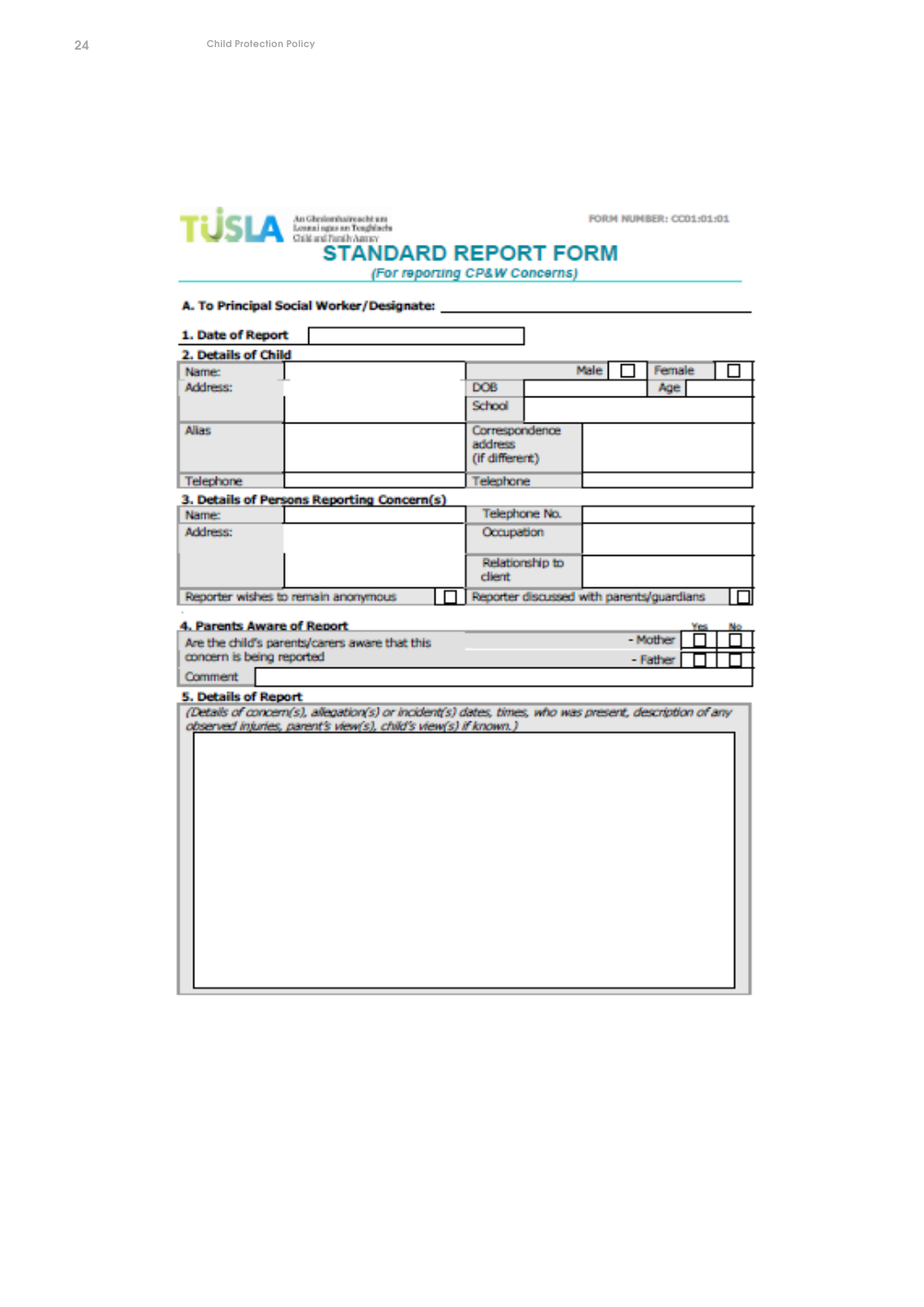TUSLA An Ghníomhaireacht um Leanaí agus an Teaghlach Child and Family Agency

FORM NUMBER: CC01:01:01

# STANDARD REPORT FORM

*(For reporting CP&W Concerns)*

**A. To Principal Social Worker/Designate:** ______________________

**1. Date of Report** ______________

**2. Details of Child**

| | | | |
|---|---|---|---|
| Name: | | Male ☐ | Female ☐ |
| Address: | | DOB | Age |
| | | School | |
| Alias | | Correspondence address (if different) | |
| Telephone | | Telephone | |

**3. Details of Persons Reporting Concern(s)**

| | | | |
|---|---|---|---|
| Name: | | Telephone No. | |
| Address: | | Occupation | |
| | | Relationship to client | |
| Reporter wishes to remain anonymous ☐ | | Reporter discussed with parents/guardians ☐ | |

**4. Parents Aware of Report**

| | | Yes | No |
|---|---|---|---|
| Are the child's parents/carers aware that this concern is being reported | - Mother | ☐ | ☐ |
| | - Father | ☐ | ☐ |
| Comment | | | |

**5. Details of Report**

*(Details of concern(s), allegation(s) or incident(s) dates, times, who was present, description of any observed injuries, parent's view(s), child's view(s) if known.)*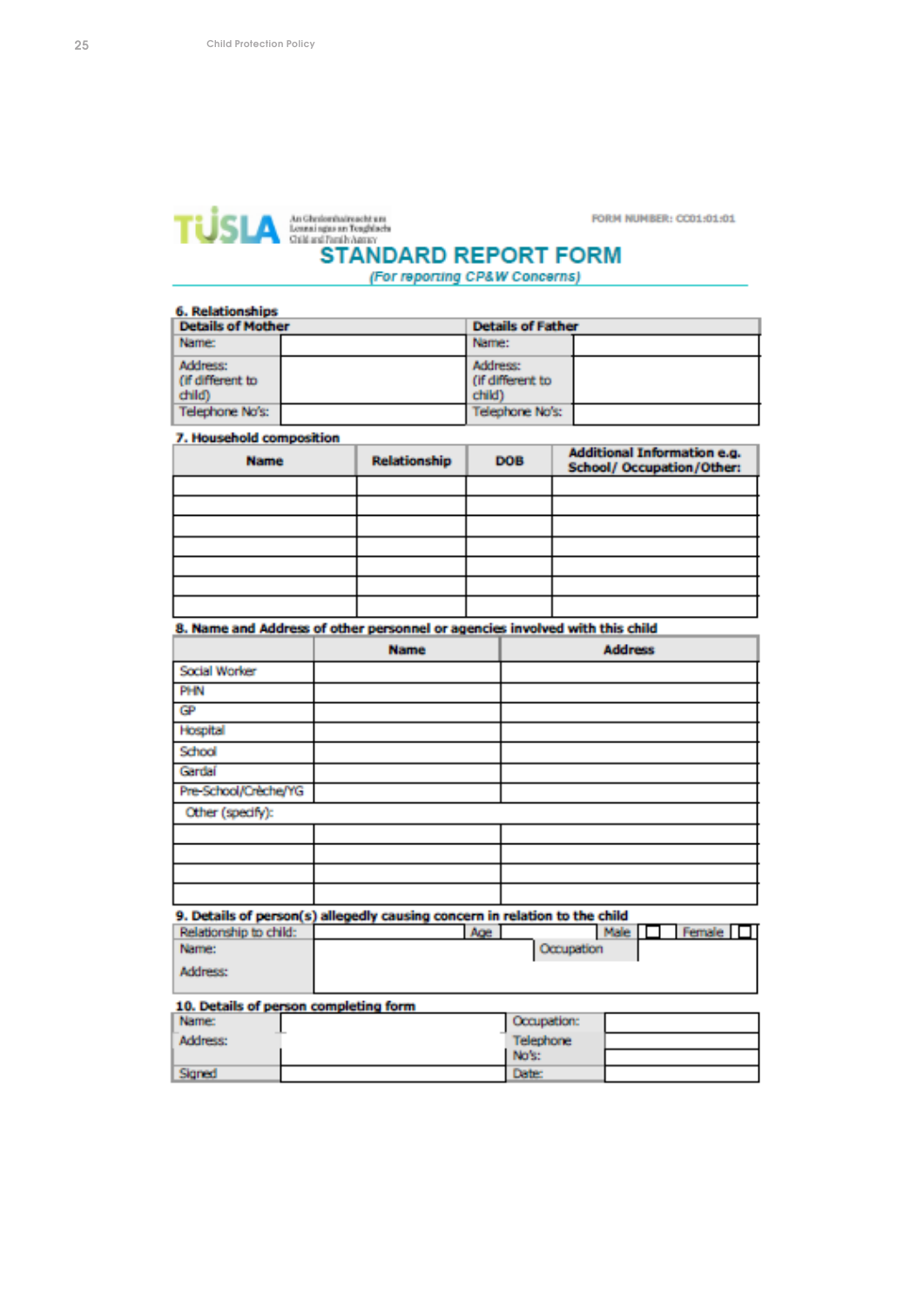TUSLA An Ghníomhaireacht um Leanaí agus an Teaghlach Child and Family Agency

FORM NUMBER: CC01:01:01

# STANDARD REPORT FORM

*(For reporting CP&W Concerns)*

### 6. Relationships

| Details of Mother | | Details of Father | |
|---|---|---|---|
| Name: | | Name: | |
| Address: (if different to child) | | Address: (if different to child) | |
| Telephone No's: | | Telephone No's: | |

### 7. Household composition

| Name | Relationship | DOB | Additional Information e.g. School/ Occupation/Other: |
|---|---|---|---|
| | | | |
| | | | |
| | | | |
| | | | |
| | | | |
| | | | |
| | | | |

### 8. Name and Address of other personnel or agencies involved with this child

| | Name | Address |
|---|---|---|
| Social Worker | | |
| PHN | | |
| GP | | |
| Hospital | | |
| School | | |
| Gardaí | | |
| Pre-School/Crèche/YG | | |
| Other (specify): | | |
| | | |
| | | |
| | | |
| | | |

### 9. Details of person(s) allegedly causing concern in relation to the child

| Relationship to child: | | Age | | Male ☐ | Female ☐ |
|---|---|---|---|---|---|
| Name: | | | Occupation | | |
| Address: | | | | | |

### 10. Details of person completing form

| Name: | | Occupation: | |
|---|---|---|---|
| Address: | | Telephone No's: | |
| Signed | | Date: | |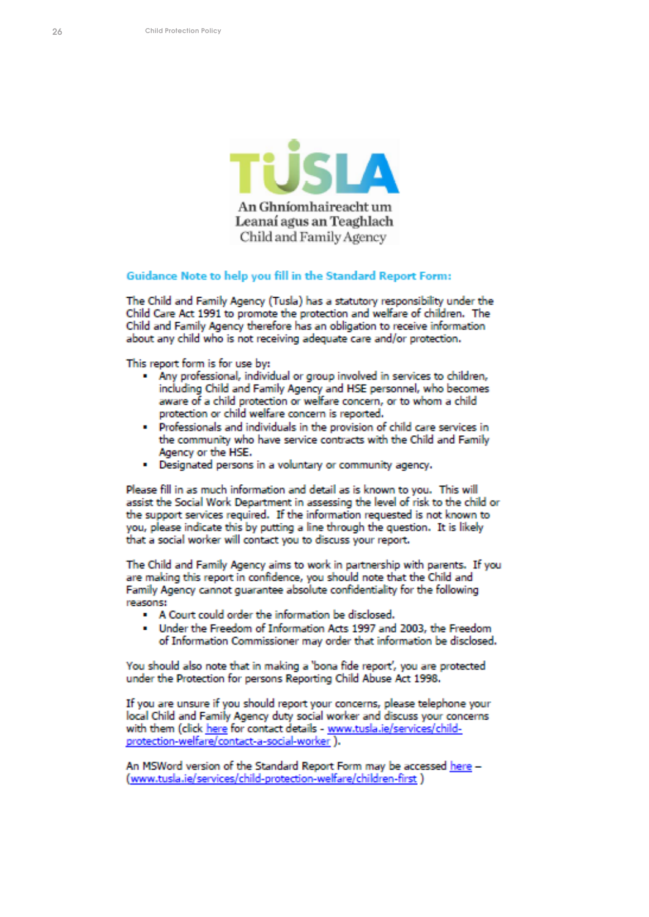TÚSLA

An Ghníomhaireacht um Leanaí agus an Teaghlach
Child and Family Agency

## Guidance Note to help you fill in the Standard Report Form:

The Child and Family Agency (Tusla) has a statutory responsibility under the Child Care Act 1991 to promote the protection and welfare of children. The Child and Family Agency therefore has an obligation to receive information about any child who is not receiving adequate care and/or protection.

This report form is for use by:

- Any professional, individual or group involved in services to children, including Child and Family Agency and HSE personnel, who becomes aware of a child protection or welfare concern, or to whom a child protection or child welfare concern is reported.
- Professionals and individuals in the provision of child care services in the community who have service contracts with the Child and Family Agency or the HSE.
- Designated persons in a voluntary or community agency.

Please fill in as much information and detail as is known to you. This will assist the Social Work Department in assessing the level of risk to the child or the support services required. If the information requested is not known to you, please indicate this by putting a line through the question. It is likely that a social worker will contact you to discuss your report.

The Child and Family Agency aims to work in partnership with parents. If you are making this report in confidence, you should note that the Child and Family Agency cannot guarantee absolute confidentiality for the following reasons:

- A Court could order the information be disclosed.
- Under the Freedom of Information Acts 1997 and 2003, the Freedom of Information Commissioner may order that information be disclosed.

You should also note that in making a 'bona fide report', you are protected under the Protection for persons Reporting Child Abuse Act 1998.

If you are unsure if you should report your concerns, please telephone your local Child and Family Agency duty social worker and discuss your concerns with them (click here for contact details - www.tusla.ie/services/child-protection-welfare/contact-a-social-worker ).

An MSWord version of the Standard Report Form may be accessed here – (www.tusla.ie/services/child-protection-welfare/children-first )